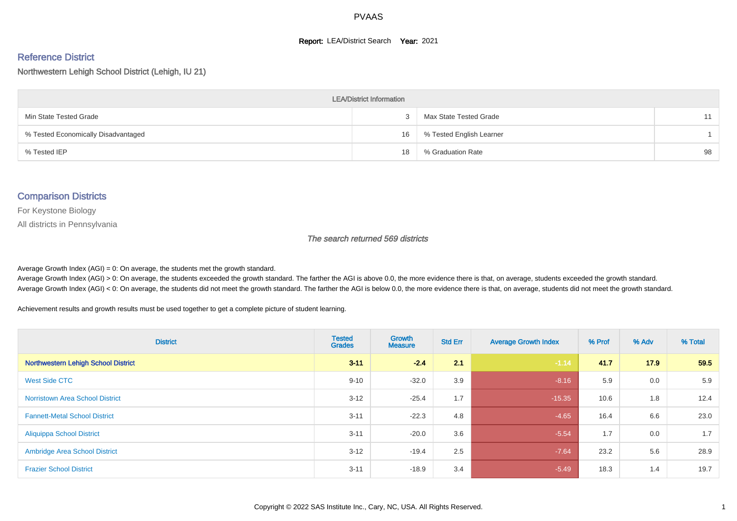# PVAAS

**Report:** LEA/District Search **Year:** 2021

## Reference District

Northwestern Lehigh School District (Lehigh, IU 21)

| LEA/District Information | | | |
|---|---|---|---|
| Min State Tested Grade | 3 | Max State Tested Grade | 11 |
| % Tested Economically Disadvantaged | 16 | % Tested English Learner | 1 |
| % Tested IEP | 18 | % Graduation Rate | 98 |

## Comparison Districts

For Keystone Biology

All districts in Pennsylvania

*The search returned 569 districts*

Average Growth Index (AGI) = 0: On average, the students met the growth standard.

Average Growth Index (AGI) > 0: On average, the students exceeded the growth standard. The farther the AGI is above 0.0, the more evidence there is that, on average, students exceeded the growth standard.

Average Growth Index (AGI) < 0: On average, the students did not meet the growth standard. The farther the AGI is below 0.0, the more evidence there is that, on average, students did not meet the growth standard.

Achievement results and growth results must be used together to get a complete picture of student learning.

| District | Tested Grades | Growth Measure | Std Err | Average Growth Index | % Prof | % Adv | % Total |
|---|---|---|---|---|---|---|---|
| **Northwestern Lehigh School District** | **3-11** | **-2.4** | **2.1** | **-1.14** | **41.7** | **17.9** | **59.5** |
| West Side CTC | 9-10 | -32.0 | 3.9 | -8.16 | 5.9 | 0.0 | 5.9 |
| Norristown Area School District | 3-12 | -25.4 | 1.7 | -15.35 | 10.6 | 1.8 | 12.4 |
| Fannett-Metal School District | 3-11 | -22.3 | 4.8 | -4.65 | 16.4 | 6.6 | 23.0 |
| Aliquippa School District | 3-11 | -20.0 | 3.6 | -5.54 | 1.7 | 0.0 | 1.7 |
| Ambridge Area School District | 3-12 | -19.4 | 2.5 | -7.64 | 23.2 | 5.6 | 28.9 |
| Frazier School District | 3-11 | -18.9 | 3.4 | -5.49 | 18.3 | 1.4 | 19.7 |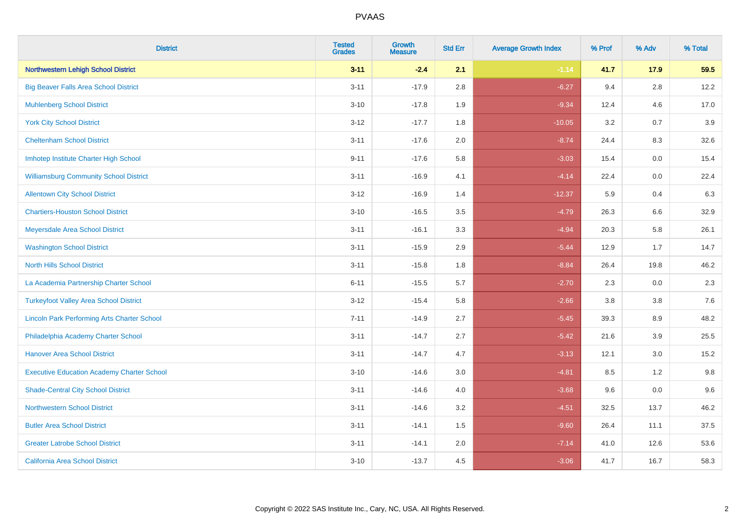# PVAAS

| District | Tested Grades | Growth Measure | Std Err | Average Growth Index | % Prof | % Adv | % Total |
|---|---|---|---|---|---|---|---|
| **Northwestern Lehigh School District** | **3-11** | **-2.4** | **2.1** | **-1.14** | **41.7** | **17.9** | **59.5** |
| Big Beaver Falls Area School District | 3-11 | -17.9 | 2.8 | -6.27 | 9.4 | 2.8 | 12.2 |
| Muhlenberg School District | 3-10 | -17.8 | 1.9 | -9.34 | 12.4 | 4.6 | 17.0 |
| York City School District | 3-12 | -17.7 | 1.8 | -10.05 | 3.2 | 0.7 | 3.9 |
| Cheltenham School District | 3-11 | -17.6 | 2.0 | -8.74 | 24.4 | 8.3 | 32.6 |
| Imhotep Institute Charter High School | 9-11 | -17.6 | 5.8 | -3.03 | 15.4 | 0.0 | 15.4 |
| Williamsburg Community School District | 3-11 | -16.9 | 4.1 | -4.14 | 22.4 | 0.0 | 22.4 |
| Allentown City School District | 3-12 | -16.9 | 1.4 | -12.37 | 5.9 | 0.4 | 6.3 |
| Chartiers-Houston School District | 3-10 | -16.5 | 3.5 | -4.79 | 26.3 | 6.6 | 32.9 |
| Meyersdale Area School District | 3-11 | -16.1 | 3.3 | -4.94 | 20.3 | 5.8 | 26.1 |
| Washington School District | 3-11 | -15.9 | 2.9 | -5.44 | 12.9 | 1.7 | 14.7 |
| North Hills School District | 3-11 | -15.8 | 1.8 | -8.84 | 26.4 | 19.8 | 46.2 |
| La Academia Partnership Charter School | 6-11 | -15.5 | 5.7 | -2.70 | 2.3 | 0.0 | 2.3 |
| Turkeyfoot Valley Area School District | 3-12 | -15.4 | 5.8 | -2.66 | 3.8 | 3.8 | 7.6 |
| Lincoln Park Performing Arts Charter School | 7-11 | -14.9 | 2.7 | -5.45 | 39.3 | 8.9 | 48.2 |
| Philadelphia Academy Charter School | 3-11 | -14.7 | 2.7 | -5.42 | 21.6 | 3.9 | 25.5 |
| Hanover Area School District | 3-11 | -14.7 | 4.7 | -3.13 | 12.1 | 3.0 | 15.2 |
| Executive Education Academy Charter School | 3-10 | -14.6 | 3.0 | -4.81 | 8.5 | 1.2 | 9.8 |
| Shade-Central City School District | 3-11 | -14.6 | 4.0 | -3.68 | 9.6 | 0.0 | 9.6 |
| Northwestern School District | 3-11 | -14.6 | 3.2 | -4.51 | 32.5 | 13.7 | 46.2 |
| Butler Area School District | 3-11 | -14.1 | 1.5 | -9.60 | 26.4 | 11.1 | 37.5 |
| Greater Latrobe School District | 3-11 | -14.1 | 2.0 | -7.14 | 41.0 | 12.6 | 53.6 |
| California Area School District | 3-10 | -13.7 | 4.5 | -3.06 | 41.7 | 16.7 | 58.3 |

Copyright © 2022 SAS Institute Inc., Cary, NC, USA. All Rights Reserved.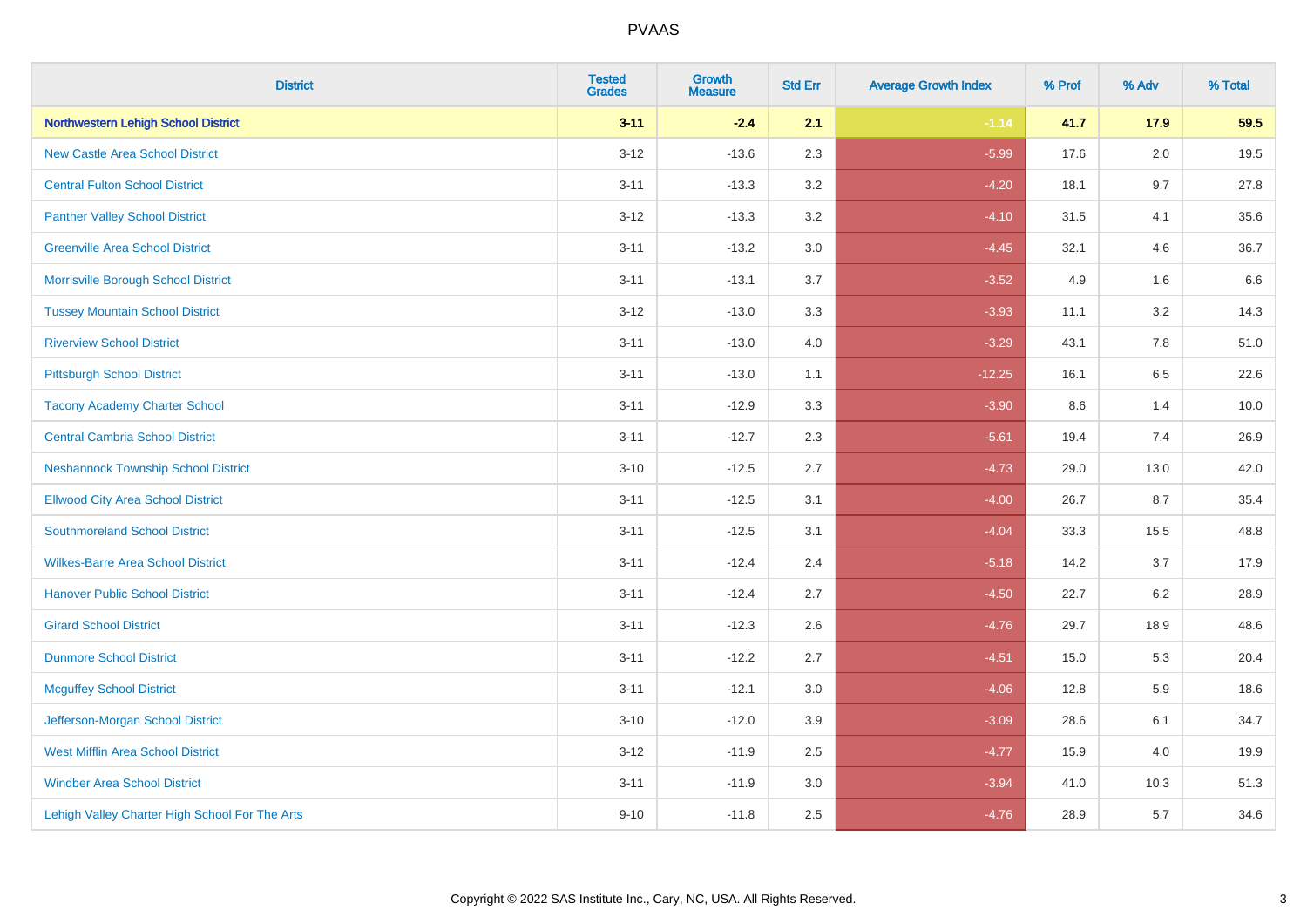| District | Tested Grades | Growth Measure | Std Err | Average Growth Index | % Prof | % Adv | % Total |
|---|---|---|---|---|---|---|---|
| **Northwestern Lehigh School District** | **3-11** | **-2.4** | **2.1** | **-1.14** | **41.7** | **17.9** | **59.5** |
| New Castle Area School District | 3-12 | -13.6 | 2.3 | -5.99 | 17.6 | 2.0 | 19.5 |
| Central Fulton School District | 3-11 | -13.3 | 3.2 | -4.20 | 18.1 | 9.7 | 27.8 |
| Panther Valley School District | 3-12 | -13.3 | 3.2 | -4.10 | 31.5 | 4.1 | 35.6 |
| Greenville Area School District | 3-11 | -13.2 | 3.0 | -4.45 | 32.1 | 4.6 | 36.7 |
| Morrisville Borough School District | 3-11 | -13.1 | 3.7 | -3.52 | 4.9 | 1.6 | 6.6 |
| Tussey Mountain School District | 3-12 | -13.0 | 3.3 | -3.93 | 11.1 | 3.2 | 14.3 |
| Riverview School District | 3-11 | -13.0 | 4.0 | -3.29 | 43.1 | 7.8 | 51.0 |
| Pittsburgh School District | 3-11 | -13.0 | 1.1 | -12.25 | 16.1 | 6.5 | 22.6 |
| Tacony Academy Charter School | 3-11 | -12.9 | 3.3 | -3.90 | 8.6 | 1.4 | 10.0 |
| Central Cambria School District | 3-11 | -12.7 | 2.3 | -5.61 | 19.4 | 7.4 | 26.9 |
| Neshannock Township School District | 3-10 | -12.5 | 2.7 | -4.73 | 29.0 | 13.0 | 42.0 |
| Ellwood City Area School District | 3-11 | -12.5 | 3.1 | -4.00 | 26.7 | 8.7 | 35.4 |
| Southmoreland School District | 3-11 | -12.5 | 3.1 | -4.04 | 33.3 | 15.5 | 48.8 |
| Wilkes-Barre Area School District | 3-11 | -12.4 | 2.4 | -5.18 | 14.2 | 3.7 | 17.9 |
| Hanover Public School District | 3-11 | -12.4 | 2.7 | -4.50 | 22.7 | 6.2 | 28.9 |
| Girard School District | 3-11 | -12.3 | 2.6 | -4.76 | 29.7 | 18.9 | 48.6 |
| Dunmore School District | 3-11 | -12.2 | 2.7 | -4.51 | 15.0 | 5.3 | 20.4 |
| Mcguffey School District | 3-11 | -12.1 | 3.0 | -4.06 | 12.8 | 5.9 | 18.6 |
| Jefferson-Morgan School District | 3-10 | -12.0 | 3.9 | -3.09 | 28.6 | 6.1 | 34.7 |
| West Mifflin Area School District | 3-12 | -11.9 | 2.5 | -4.77 | 15.9 | 4.0 | 19.9 |
| Windber Area School District | 3-11 | -11.9 | 3.0 | -3.94 | 41.0 | 10.3 | 51.3 |
| Lehigh Valley Charter High School For The Arts | 9-10 | -11.8 | 2.5 | -4.76 | 28.9 | 5.7 | 34.6 |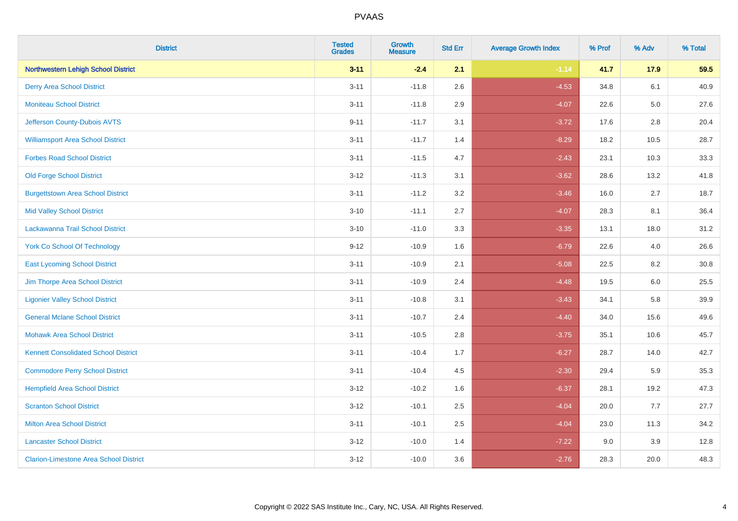# PVAAS

| District | Tested Grades | Growth Measure | Std Err | Average Growth Index | % Prof | % Adv | % Total |
|---|---|---|---|---|---|---|---|
| **Northwestern Lehigh School District** | **3-11** | **-2.4** | **2.1** | **-1.14** | **41.7** | **17.9** | **59.5** |
| Derry Area School District | 3-11 | -11.8 | 2.6 | -4.53 | 34.8 | 6.1 | 40.9 |
| Moniteau School District | 3-11 | -11.8 | 2.9 | -4.07 | 22.6 | 5.0 | 27.6 |
| Jefferson County-Dubois AVTS | 9-11 | -11.7 | 3.1 | -3.72 | 17.6 | 2.8 | 20.4 |
| Williamsport Area School District | 3-11 | -11.7 | 1.4 | -8.29 | 18.2 | 10.5 | 28.7 |
| Forbes Road School District | 3-11 | -11.5 | 4.7 | -2.43 | 23.1 | 10.3 | 33.3 |
| Old Forge School District | 3-12 | -11.3 | 3.1 | -3.62 | 28.6 | 13.2 | 41.8 |
| Burgettstown Area School District | 3-11 | -11.2 | 3.2 | -3.46 | 16.0 | 2.7 | 18.7 |
| Mid Valley School District | 3-10 | -11.1 | 2.7 | -4.07 | 28.3 | 8.1 | 36.4 |
| Lackawanna Trail School District | 3-10 | -11.0 | 3.3 | -3.35 | 13.1 | 18.0 | 31.2 |
| York Co School Of Technology | 9-12 | -10.9 | 1.6 | -6.79 | 22.6 | 4.0 | 26.6 |
| East Lycoming School District | 3-11 | -10.9 | 2.1 | -5.08 | 22.5 | 8.2 | 30.8 |
| Jim Thorpe Area School District | 3-11 | -10.9 | 2.4 | -4.48 | 19.5 | 6.0 | 25.5 |
| Ligonier Valley School District | 3-11 | -10.8 | 3.1 | -3.43 | 34.1 | 5.8 | 39.9 |
| General Mclane School District | 3-11 | -10.7 | 2.4 | -4.40 | 34.0 | 15.6 | 49.6 |
| Mohawk Area School District | 3-11 | -10.5 | 2.8 | -3.75 | 35.1 | 10.6 | 45.7 |
| Kennett Consolidated School District | 3-11 | -10.4 | 1.7 | -6.27 | 28.7 | 14.0 | 42.7 |
| Commodore Perry School District | 3-11 | -10.4 | 4.5 | -2.30 | 29.4 | 5.9 | 35.3 |
| Hempfield Area School District | 3-12 | -10.2 | 1.6 | -6.37 | 28.1 | 19.2 | 47.3 |
| Scranton School District | 3-12 | -10.1 | 2.5 | -4.04 | 20.0 | 7.7 | 27.7 |
| Milton Area School District | 3-11 | -10.1 | 2.5 | -4.04 | 23.0 | 11.3 | 34.2 |
| Lancaster School District | 3-12 | -10.0 | 1.4 | -7.22 | 9.0 | 3.9 | 12.8 |
| Clarion-Limestone Area School District | 3-12 | -10.0 | 3.6 | -2.76 | 28.3 | 20.0 | 48.3 |

Copyright © 2022 SAS Institute Inc., Cary, NC, USA. All Rights Reserved.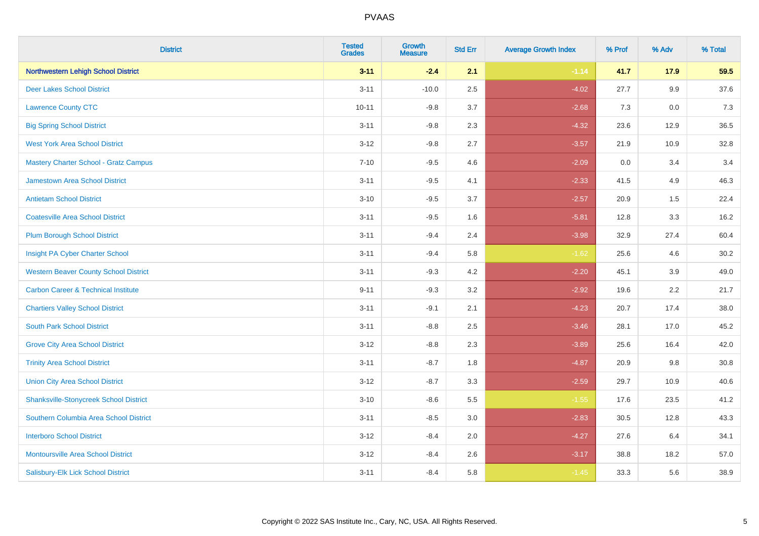| District | Tested Grades | Growth Measure | Std Err | Average Growth Index | % Prof | % Adv | % Total |
|---|---|---|---|---|---|---|---|
| **Northwestern Lehigh School District** | **3-11** | **-2.4** | **2.1** | **-1.14** | **41.7** | **17.9** | **59.5** |
| Deer Lakes School District | 3-11 | -10.0 | 2.5 | -4.02 | 27.7 | 9.9 | 37.6 |
| Lawrence County CTC | 10-11 | -9.8 | 3.7 | -2.68 | 7.3 | 0.0 | 7.3 |
| Big Spring School District | 3-11 | -9.8 | 2.3 | -4.32 | 23.6 | 12.9 | 36.5 |
| West York Area School District | 3-12 | -9.8 | 2.7 | -3.57 | 21.9 | 10.9 | 32.8 |
| Mastery Charter School - Gratz Campus | 7-10 | -9.5 | 4.6 | -2.09 | 0.0 | 3.4 | 3.4 |
| Jamestown Area School District | 3-11 | -9.5 | 4.1 | -2.33 | 41.5 | 4.9 | 46.3 |
| Antietam School District | 3-10 | -9.5 | 3.7 | -2.57 | 20.9 | 1.5 | 22.4 |
| Coatesville Area School District | 3-11 | -9.5 | 1.6 | -5.81 | 12.8 | 3.3 | 16.2 |
| Plum Borough School District | 3-11 | -9.4 | 2.4 | -3.98 | 32.9 | 27.4 | 60.4 |
| Insight PA Cyber Charter School | 3-11 | -9.4 | 5.8 | -1.62 | 25.6 | 4.6 | 30.2 |
| Western Beaver County School District | 3-11 | -9.3 | 4.2 | -2.20 | 45.1 | 3.9 | 49.0 |
| Carbon Career & Technical Institute | 9-11 | -9.3 | 3.2 | -2.92 | 19.6 | 2.2 | 21.7 |
| Chartiers Valley School District | 3-11 | -9.1 | 2.1 | -4.23 | 20.7 | 17.4 | 38.0 |
| South Park School District | 3-11 | -8.8 | 2.5 | -3.46 | 28.1 | 17.0 | 45.2 |
| Grove City Area School District | 3-12 | -8.8 | 2.3 | -3.89 | 25.6 | 16.4 | 42.0 |
| Trinity Area School District | 3-11 | -8.7 | 1.8 | -4.87 | 20.9 | 9.8 | 30.8 |
| Union City Area School District | 3-12 | -8.7 | 3.3 | -2.59 | 29.7 | 10.9 | 40.6 |
| Shanksville-Stonycreek School District | 3-10 | -8.6 | 5.5 | -1.55 | 17.6 | 23.5 | 41.2 |
| Southern Columbia Area School District | 3-11 | -8.5 | 3.0 | -2.83 | 30.5 | 12.8 | 43.3 |
| Interboro School District | 3-12 | -8.4 | 2.0 | -4.27 | 27.6 | 6.4 | 34.1 |
| Montoursville Area School District | 3-12 | -8.4 | 2.6 | -3.17 | 38.8 | 18.2 | 57.0 |
| Salisbury-Elk Lick School District | 3-11 | -8.4 | 5.8 | -1.45 | 33.3 | 5.6 | 38.9 |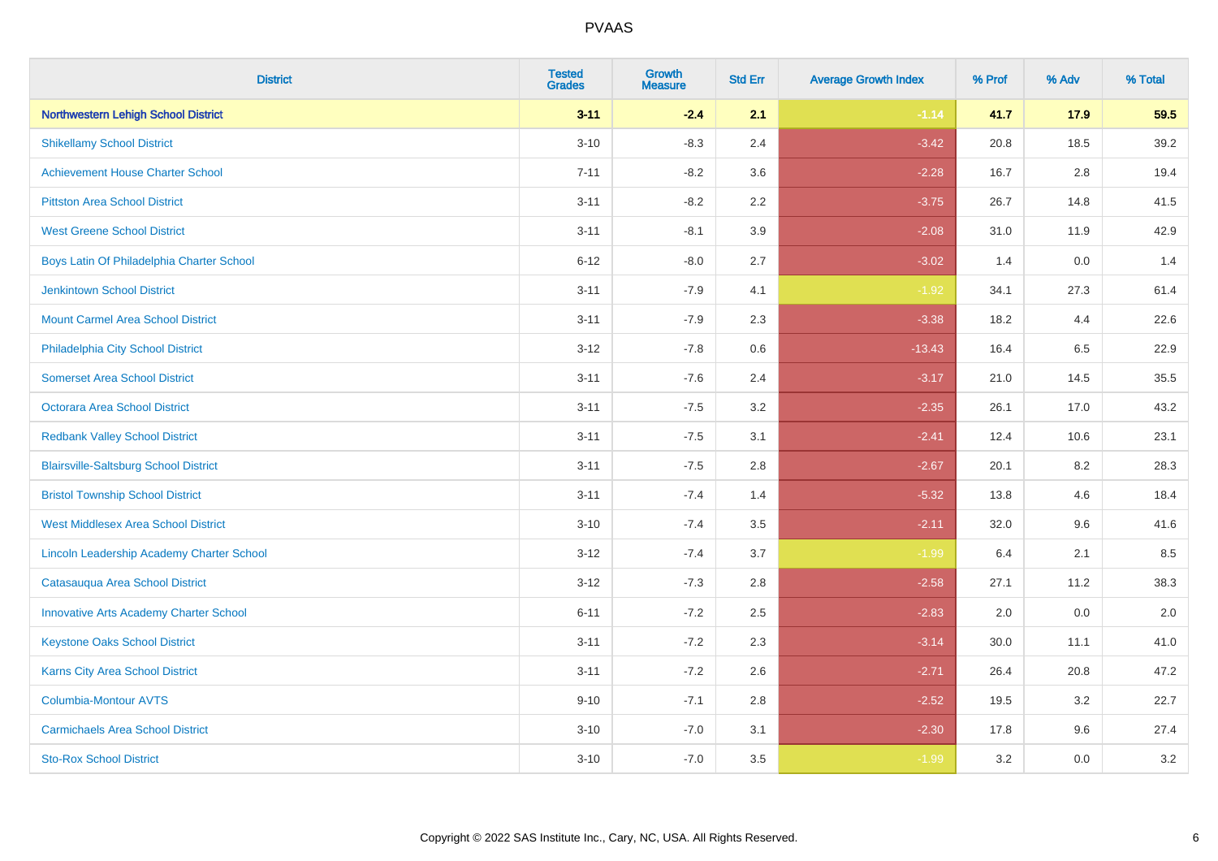| District | Tested Grades | Growth Measure | Std Err | Average Growth Index | % Prof | % Adv | % Total |
|---|---|---|---|---|---|---|---|
| **Northwestern Lehigh School District** | **3-11** | **-2.4** | **2.1** | **-1.14** | **41.7** | **17.9** | **59.5** |
| Shikellamy School District | 3-10 | -8.3 | 2.4 | -3.42 | 20.8 | 18.5 | 39.2 |
| Achievement House Charter School | 7-11 | -8.2 | 3.6 | -2.28 | 16.7 | 2.8 | 19.4 |
| Pittston Area School District | 3-11 | -8.2 | 2.2 | -3.75 | 26.7 | 14.8 | 41.5 |
| West Greene School District | 3-11 | -8.1 | 3.9 | -2.08 | 31.0 | 11.9 | 42.9 |
| Boys Latin Of Philadelphia Charter School | 6-12 | -8.0 | 2.7 | -3.02 | 1.4 | 0.0 | 1.4 |
| Jenkintown School District | 3-11 | -7.9 | 4.1 | -1.92 | 34.1 | 27.3 | 61.4 |
| Mount Carmel Area School District | 3-11 | -7.9 | 2.3 | -3.38 | 18.2 | 4.4 | 22.6 |
| Philadelphia City School District | 3-12 | -7.8 | 0.6 | -13.43 | 16.4 | 6.5 | 22.9 |
| Somerset Area School District | 3-11 | -7.6 | 2.4 | -3.17 | 21.0 | 14.5 | 35.5 |
| Octorara Area School District | 3-11 | -7.5 | 3.2 | -2.35 | 26.1 | 17.0 | 43.2 |
| Redbank Valley School District | 3-11 | -7.5 | 3.1 | -2.41 | 12.4 | 10.6 | 23.1 |
| Blairsville-Saltsburg School District | 3-11 | -7.5 | 2.8 | -2.67 | 20.1 | 8.2 | 28.3 |
| Bristol Township School District | 3-11 | -7.4 | 1.4 | -5.32 | 13.8 | 4.6 | 18.4 |
| West Middlesex Area School District | 3-10 | -7.4 | 3.5 | -2.11 | 32.0 | 9.6 | 41.6 |
| Lincoln Leadership Academy Charter School | 3-12 | -7.4 | 3.7 | -1.99 | 6.4 | 2.1 | 8.5 |
| Catasauqua Area School District | 3-12 | -7.3 | 2.8 | -2.58 | 27.1 | 11.2 | 38.3 |
| Innovative Arts Academy Charter School | 6-11 | -7.2 | 2.5 | -2.83 | 2.0 | 0.0 | 2.0 |
| Keystone Oaks School District | 3-11 | -7.2 | 2.3 | -3.14 | 30.0 | 11.1 | 41.0 |
| Karns City Area School District | 3-11 | -7.2 | 2.6 | -2.71 | 26.4 | 20.8 | 47.2 |
| Columbia-Montour AVTS | 9-10 | -7.1 | 2.8 | -2.52 | 19.5 | 3.2 | 22.7 |
| Carmichaels Area School District | 3-10 | -7.0 | 3.1 | -2.30 | 17.8 | 9.6 | 27.4 |
| Sto-Rox School District | 3-10 | -7.0 | 3.5 | -1.99 | 3.2 | 0.0 | 3.2 |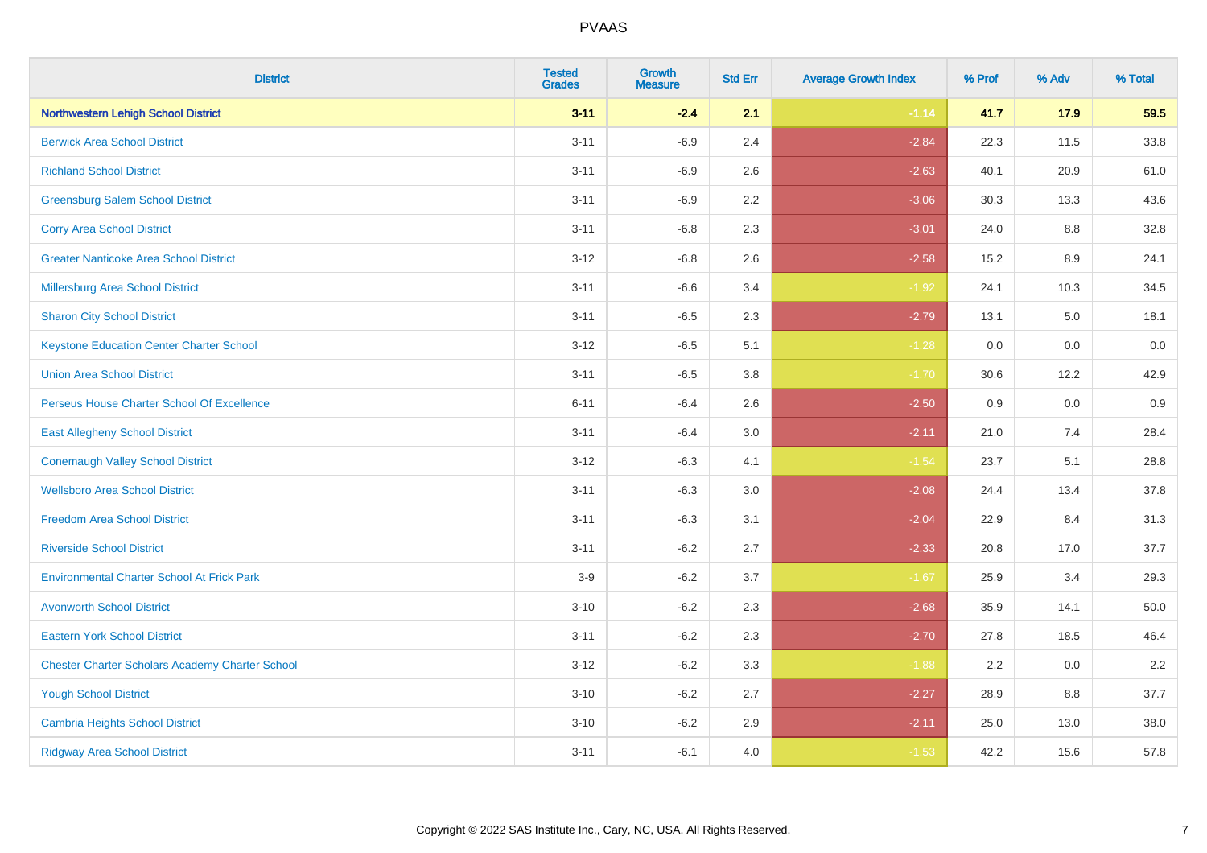# PVAAS

| District | Tested Grades | Growth Measure | Std Err | Average Growth Index | % Prof | % Adv | % Total |
|---|---|---|---|---|---|---|---|
| **Northwestern Lehigh School District** | **3-11** | **-2.4** | **2.1** | **-1.14** | **41.7** | **17.9** | **59.5** |
| Berwick Area School District | 3-11 | -6.9 | 2.4 | -2.84 | 22.3 | 11.5 | 33.8 |
| Richland School District | 3-11 | -6.9 | 2.6 | -2.63 | 40.1 | 20.9 | 61.0 |
| Greensburg Salem School District | 3-11 | -6.9 | 2.2 | -3.06 | 30.3 | 13.3 | 43.6 |
| Corry Area School District | 3-11 | -6.8 | 2.3 | -3.01 | 24.0 | 8.8 | 32.8 |
| Greater Nanticoke Area School District | 3-12 | -6.8 | 2.6 | -2.58 | 15.2 | 8.9 | 24.1 |
| Millersburg Area School District | 3-11 | -6.6 | 3.4 | -1.92 | 24.1 | 10.3 | 34.5 |
| Sharon City School District | 3-11 | -6.5 | 2.3 | -2.79 | 13.1 | 5.0 | 18.1 |
| Keystone Education Center Charter School | 3-12 | -6.5 | 5.1 | -1.28 | 0.0 | 0.0 | 0.0 |
| Union Area School District | 3-11 | -6.5 | 3.8 | -1.70 | 30.6 | 12.2 | 42.9 |
| Perseus House Charter School Of Excellence | 6-11 | -6.4 | 2.6 | -2.50 | 0.9 | 0.0 | 0.9 |
| East Allegheny School District | 3-11 | -6.4 | 3.0 | -2.11 | 21.0 | 7.4 | 28.4 |
| Conemaugh Valley School District | 3-12 | -6.3 | 4.1 | -1.54 | 23.7 | 5.1 | 28.8 |
| Wellsboro Area School District | 3-11 | -6.3 | 3.0 | -2.08 | 24.4 | 13.4 | 37.8 |
| Freedom Area School District | 3-11 | -6.3 | 3.1 | -2.04 | 22.9 | 8.4 | 31.3 |
| Riverside School District | 3-11 | -6.2 | 2.7 | -2.33 | 20.8 | 17.0 | 37.7 |
| Environmental Charter School At Frick Park | 3-9 | -6.2 | 3.7 | -1.67 | 25.9 | 3.4 | 29.3 |
| Avonworth School District | 3-10 | -6.2 | 2.3 | -2.68 | 35.9 | 14.1 | 50.0 |
| Eastern York School District | 3-11 | -6.2 | 2.3 | -2.70 | 27.8 | 18.5 | 46.4 |
| Chester Charter Scholars Academy Charter School | 3-12 | -6.2 | 3.3 | -1.88 | 2.2 | 0.0 | 2.2 |
| Yough School District | 3-10 | -6.2 | 2.7 | -2.27 | 28.9 | 8.8 | 37.7 |
| Cambria Heights School District | 3-10 | -6.2 | 2.9 | -2.11 | 25.0 | 13.0 | 38.0 |
| Ridgway Area School District | 3-11 | -6.1 | 4.0 | -1.53 | 42.2 | 15.6 | 57.8 |

Copyright © 2022 SAS Institute Inc., Cary, NC, USA. All Rights Reserved.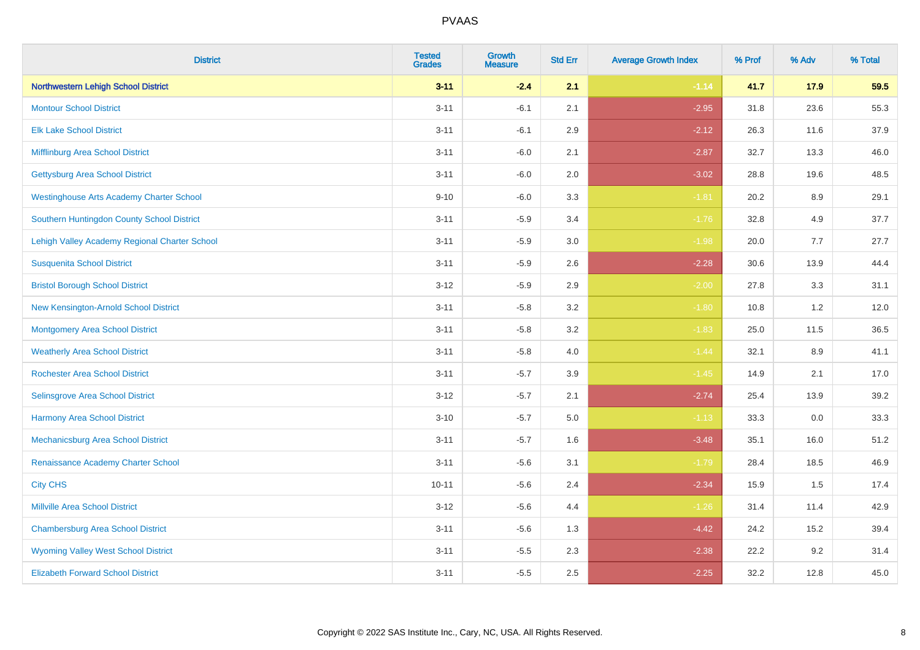| District | Tested Grades | Growth Measure | Std Err | Average Growth Index | % Prof | % Adv | % Total |
|---|---|---|---|---|---|---|---|
| **Northwestern Lehigh School District** | **3-11** | **-2.4** | **2.1** | **-1.14** | **41.7** | **17.9** | **59.5** |
| Montour School District | 3-11 | -6.1 | 2.1 | -2.95 | 31.8 | 23.6 | 55.3 |
| Elk Lake School District | 3-11 | -6.1 | 2.9 | -2.12 | 26.3 | 11.6 | 37.9 |
| Mifflinburg Area School District | 3-11 | -6.0 | 2.1 | -2.87 | 32.7 | 13.3 | 46.0 |
| Gettysburg Area School District | 3-11 | -6.0 | 2.0 | -3.02 | 28.8 | 19.6 | 48.5 |
| Westinghouse Arts Academy Charter School | 9-10 | -6.0 | 3.3 | -1.81 | 20.2 | 8.9 | 29.1 |
| Southern Huntingdon County School District | 3-11 | -5.9 | 3.4 | -1.76 | 32.8 | 4.9 | 37.7 |
| Lehigh Valley Academy Regional Charter School | 3-11 | -5.9 | 3.0 | -1.98 | 20.0 | 7.7 | 27.7 |
| Susquenita School District | 3-11 | -5.9 | 2.6 | -2.28 | 30.6 | 13.9 | 44.4 |
| Bristol Borough School District | 3-12 | -5.9 | 2.9 | -2.00 | 27.8 | 3.3 | 31.1 |
| New Kensington-Arnold School District | 3-11 | -5.8 | 3.2 | -1.80 | 10.8 | 1.2 | 12.0 |
| Montgomery Area School District | 3-11 | -5.8 | 3.2 | -1.83 | 25.0 | 11.5 | 36.5 |
| Weatherly Area School District | 3-11 | -5.8 | 4.0 | -1.44 | 32.1 | 8.9 | 41.1 |
| Rochester Area School District | 3-11 | -5.7 | 3.9 | -1.45 | 14.9 | 2.1 | 17.0 |
| Selinsgrove Area School District | 3-12 | -5.7 | 2.1 | -2.74 | 25.4 | 13.9 | 39.2 |
| Harmony Area School District | 3-10 | -5.7 | 5.0 | -1.13 | 33.3 | 0.0 | 33.3 |
| Mechanicsburg Area School District | 3-11 | -5.7 | 1.6 | -3.48 | 35.1 | 16.0 | 51.2 |
| Renaissance Academy Charter School | 3-11 | -5.6 | 3.1 | -1.79 | 28.4 | 18.5 | 46.9 |
| City CHS | 10-11 | -5.6 | 2.4 | -2.34 | 15.9 | 1.5 | 17.4 |
| Millville Area School District | 3-12 | -5.6 | 4.4 | -1.26 | 31.4 | 11.4 | 42.9 |
| Chambersburg Area School District | 3-11 | -5.6 | 1.3 | -4.42 | 24.2 | 15.2 | 39.4 |
| Wyoming Valley West School District | 3-11 | -5.5 | 2.3 | -2.38 | 22.2 | 9.2 | 31.4 |
| Elizabeth Forward School District | 3-11 | -5.5 | 2.5 | -2.25 | 32.2 | 12.8 | 45.0 |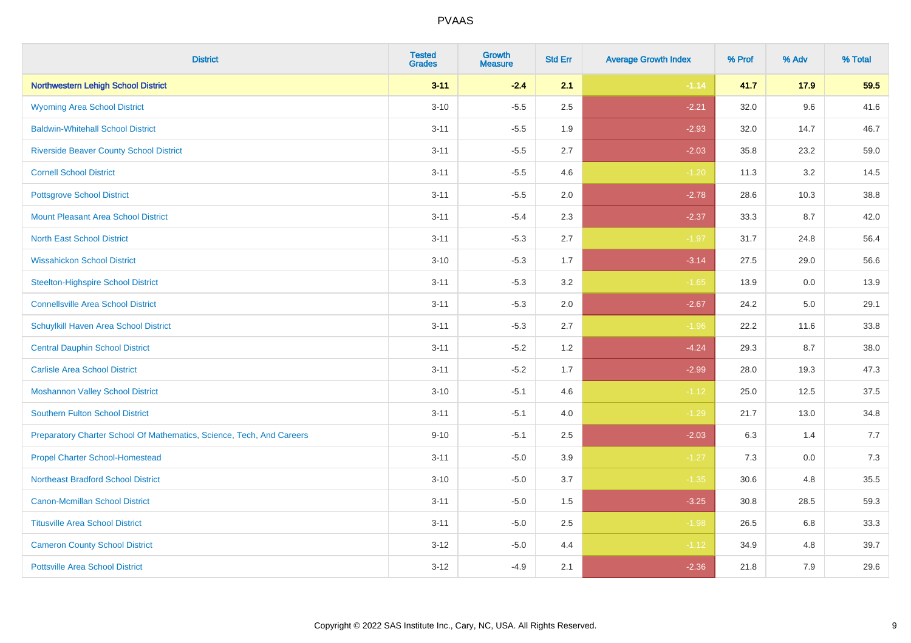| District | Tested Grades | Growth Measure | Std Err | Average Growth Index | % Prof | % Adv | % Total |
|---|---|---|---|---|---|---|---|
| **Northwestern Lehigh School District** | **3-11** | **-2.4** | **2.1** | **-1.14** | **41.7** | **17.9** | **59.5** |
| Wyoming Area School District | 3-10 | -5.5 | 2.5 | -2.21 | 32.0 | 9.6 | 41.6 |
| Baldwin-Whitehall School District | 3-11 | -5.5 | 1.9 | -2.93 | 32.0 | 14.7 | 46.7 |
| Riverside Beaver County School District | 3-11 | -5.5 | 2.7 | -2.03 | 35.8 | 23.2 | 59.0 |
| Cornell School District | 3-11 | -5.5 | 4.6 | -1.20 | 11.3 | 3.2 | 14.5 |
| Pottsgrove School District | 3-11 | -5.5 | 2.0 | -2.78 | 28.6 | 10.3 | 38.8 |
| Mount Pleasant Area School District | 3-11 | -5.4 | 2.3 | -2.37 | 33.3 | 8.7 | 42.0 |
| North East School District | 3-11 | -5.3 | 2.7 | -1.97 | 31.7 | 24.8 | 56.4 |
| Wissahickon School District | 3-10 | -5.3 | 1.7 | -3.14 | 27.5 | 29.0 | 56.6 |
| Steelton-Highspire School District | 3-11 | -5.3 | 3.2 | -1.65 | 13.9 | 0.0 | 13.9 |
| Connellsville Area School District | 3-11 | -5.3 | 2.0 | -2.67 | 24.2 | 5.0 | 29.1 |
| Schuylkill Haven Area School District | 3-11 | -5.3 | 2.7 | -1.96 | 22.2 | 11.6 | 33.8 |
| Central Dauphin School District | 3-11 | -5.2 | 1.2 | -4.24 | 29.3 | 8.7 | 38.0 |
| Carlisle Area School District | 3-11 | -5.2 | 1.7 | -2.99 | 28.0 | 19.3 | 47.3 |
| Moshannon Valley School District | 3-10 | -5.1 | 4.6 | -1.12 | 25.0 | 12.5 | 37.5 |
| Southern Fulton School District | 3-11 | -5.1 | 4.0 | -1.29 | 21.7 | 13.0 | 34.8 |
| Preparatory Charter School Of Mathematics, Science, Tech, And Careers | 9-10 | -5.1 | 2.5 | -2.03 | 6.3 | 1.4 | 7.7 |
| Propel Charter School-Homestead | 3-11 | -5.0 | 3.9 | -1.27 | 7.3 | 0.0 | 7.3 |
| Northeast Bradford School District | 3-10 | -5.0 | 3.7 | -1.35 | 30.6 | 4.8 | 35.5 |
| Canon-Mcmillan School District | 3-11 | -5.0 | 1.5 | -3.25 | 30.8 | 28.5 | 59.3 |
| Titusville Area School District | 3-11 | -5.0 | 2.5 | -1.98 | 26.5 | 6.8 | 33.3 |
| Cameron County School District | 3-12 | -5.0 | 4.4 | -1.12 | 34.9 | 4.8 | 39.7 |
| Pottsville Area School District | 3-12 | -4.9 | 2.1 | -2.36 | 21.8 | 7.9 | 29.6 |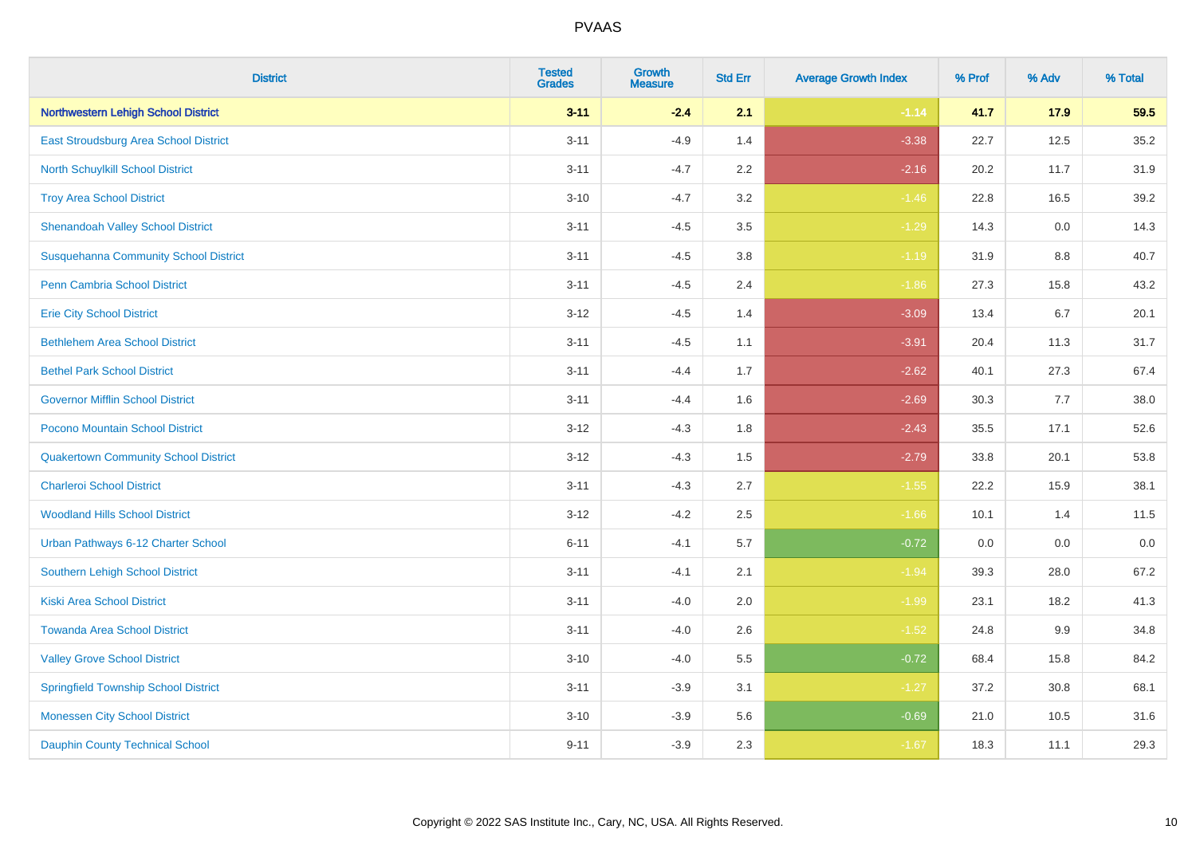# PVAAS

| District | Tested Grades | Growth Measure | Std Err | Average Growth Index | % Prof | % Adv | % Total |
|---|---|---|---|---|---|---|---|
| **Northwestern Lehigh School District** | **3-11** | **-2.4** | **2.1** | **-1.14** | **41.7** | **17.9** | **59.5** |
| East Stroudsburg Area School District | 3-11 | -4.9 | 1.4 | -3.38 | 22.7 | 12.5 | 35.2 |
| North Schuylkill School District | 3-11 | -4.7 | 2.2 | -2.16 | 20.2 | 11.7 | 31.9 |
| Troy Area School District | 3-10 | -4.7 | 3.2 | -1.46 | 22.8 | 16.5 | 39.2 |
| Shenandoah Valley School District | 3-11 | -4.5 | 3.5 | -1.29 | 14.3 | 0.0 | 14.3 |
| Susquehanna Community School District | 3-11 | -4.5 | 3.8 | -1.19 | 31.9 | 8.8 | 40.7 |
| Penn Cambria School District | 3-11 | -4.5 | 2.4 | -1.86 | 27.3 | 15.8 | 43.2 |
| Erie City School District | 3-12 | -4.5 | 1.4 | -3.09 | 13.4 | 6.7 | 20.1 |
| Bethlehem Area School District | 3-11 | -4.5 | 1.1 | -3.91 | 20.4 | 11.3 | 31.7 |
| Bethel Park School District | 3-11 | -4.4 | 1.7 | -2.62 | 40.1 | 27.3 | 67.4 |
| Governor Mifflin School District | 3-11 | -4.4 | 1.6 | -2.69 | 30.3 | 7.7 | 38.0 |
| Pocono Mountain School District | 3-12 | -4.3 | 1.8 | -2.43 | 35.5 | 17.1 | 52.6 |
| Quakertown Community School District | 3-12 | -4.3 | 1.5 | -2.79 | 33.8 | 20.1 | 53.8 |
| Charleroi School District | 3-11 | -4.3 | 2.7 | -1.55 | 22.2 | 15.9 | 38.1 |
| Woodland Hills School District | 3-12 | -4.2 | 2.5 | -1.66 | 10.1 | 1.4 | 11.5 |
| Urban Pathways 6-12 Charter School | 6-11 | -4.1 | 5.7 | -0.72 | 0.0 | 0.0 | 0.0 |
| Southern Lehigh School District | 3-11 | -4.1 | 2.1 | -1.94 | 39.3 | 28.0 | 67.2 |
| Kiski Area School District | 3-11 | -4.0 | 2.0 | -1.99 | 23.1 | 18.2 | 41.3 |
| Towanda Area School District | 3-11 | -4.0 | 2.6 | -1.52 | 24.8 | 9.9 | 34.8 |
| Valley Grove School District | 3-10 | -4.0 | 5.5 | -0.72 | 68.4 | 15.8 | 84.2 |
| Springfield Township School District | 3-11 | -3.9 | 3.1 | -1.27 | 37.2 | 30.8 | 68.1 |
| Monessen City School District | 3-10 | -3.9 | 5.6 | -0.69 | 21.0 | 10.5 | 31.6 |
| Dauphin County Technical School | 9-11 | -3.9 | 2.3 | -1.67 | 18.3 | 11.1 | 29.3 |

Copyright © 2022 SAS Institute Inc., Cary, NC, USA. All Rights Reserved.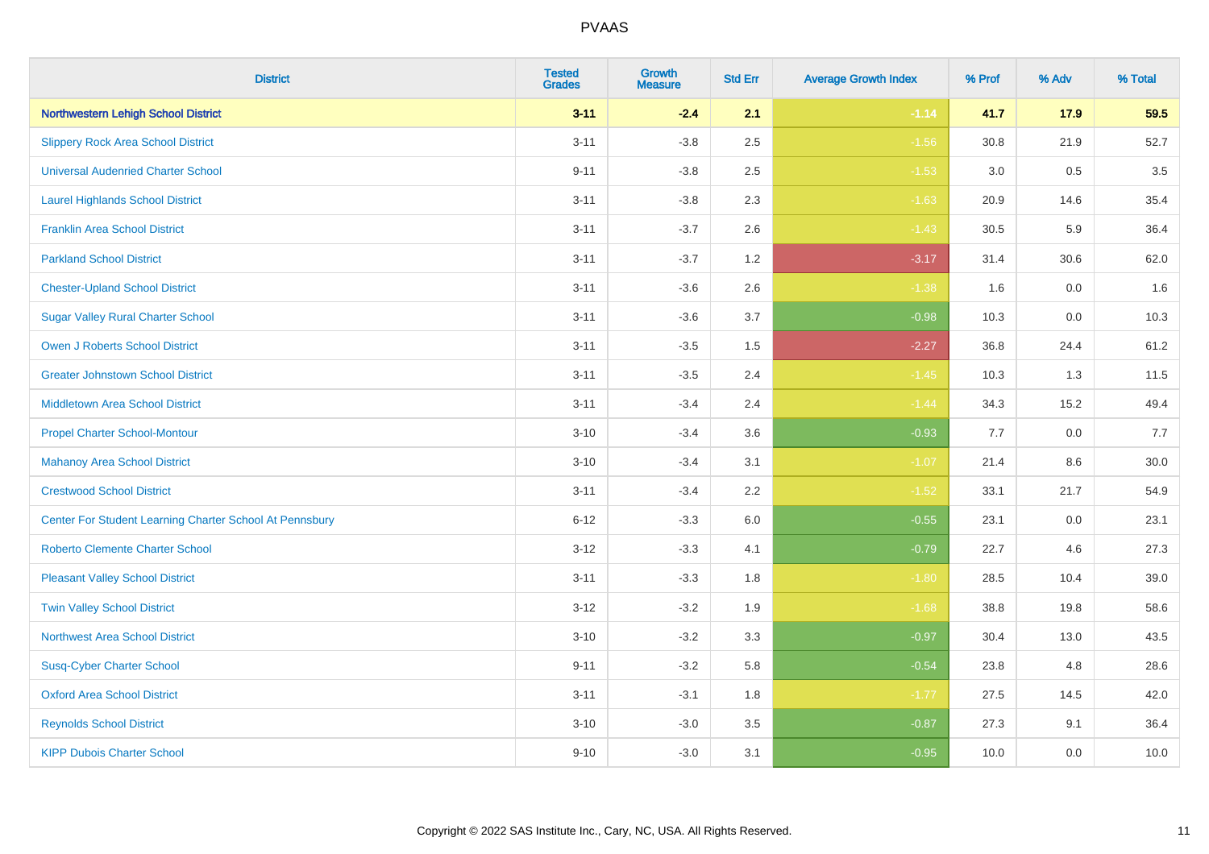| District | Tested Grades | Growth Measure | Std Err | Average Growth Index | % Prof | % Adv | % Total |
|---|---|---|---|---|---|---|---|
| **Northwestern Lehigh School District** | **3-11** | **-2.4** | **2.1** | **-1.14** | **41.7** | **17.9** | **59.5** |
| Slippery Rock Area School District | 3-11 | -3.8 | 2.5 | -1.56 | 30.8 | 21.9 | 52.7 |
| Universal Audenried Charter School | 9-11 | -3.8 | 2.5 | -1.53 | 3.0 | 0.5 | 3.5 |
| Laurel Highlands School District | 3-11 | -3.8 | 2.3 | -1.63 | 20.9 | 14.6 | 35.4 |
| Franklin Area School District | 3-11 | -3.7 | 2.6 | -1.43 | 30.5 | 5.9 | 36.4 |
| Parkland School District | 3-11 | -3.7 | 1.2 | -3.17 | 31.4 | 30.6 | 62.0 |
| Chester-Upland School District | 3-11 | -3.6 | 2.6 | -1.38 | 1.6 | 0.0 | 1.6 |
| Sugar Valley Rural Charter School | 3-11 | -3.6 | 3.7 | -0.98 | 10.3 | 0.0 | 10.3 |
| Owen J Roberts School District | 3-11 | -3.5 | 1.5 | -2.27 | 36.8 | 24.4 | 61.2 |
| Greater Johnstown School District | 3-11 | -3.5 | 2.4 | -1.45 | 10.3 | 1.3 | 11.5 |
| Middletown Area School District | 3-11 | -3.4 | 2.4 | -1.44 | 34.3 | 15.2 | 49.4 |
| Propel Charter School-Montour | 3-10 | -3.4 | 3.6 | -0.93 | 7.7 | 0.0 | 7.7 |
| Mahanoy Area School District | 3-10 | -3.4 | 3.1 | -1.07 | 21.4 | 8.6 | 30.0 |
| Crestwood School District | 3-11 | -3.4 | 2.2 | -1.52 | 33.1 | 21.7 | 54.9 |
| Center For Student Learning Charter School At Pennsbury | 6-12 | -3.3 | 6.0 | -0.55 | 23.1 | 0.0 | 23.1 |
| Roberto Clemente Charter School | 3-12 | -3.3 | 4.1 | -0.79 | 22.7 | 4.6 | 27.3 |
| Pleasant Valley School District | 3-11 | -3.3 | 1.8 | -1.80 | 28.5 | 10.4 | 39.0 |
| Twin Valley School District | 3-12 | -3.2 | 1.9 | -1.68 | 38.8 | 19.8 | 58.6 |
| Northwest Area School District | 3-10 | -3.2 | 3.3 | -0.97 | 30.4 | 13.0 | 43.5 |
| Susq-Cyber Charter School | 9-11 | -3.2 | 5.8 | -0.54 | 23.8 | 4.8 | 28.6 |
| Oxford Area School District | 3-11 | -3.1 | 1.8 | -1.77 | 27.5 | 14.5 | 42.0 |
| Reynolds School District | 3-10 | -3.0 | 3.5 | -0.87 | 27.3 | 9.1 | 36.4 |
| KIPP Dubois Charter School | 9-10 | -3.0 | 3.1 | -0.95 | 10.0 | 0.0 | 10.0 |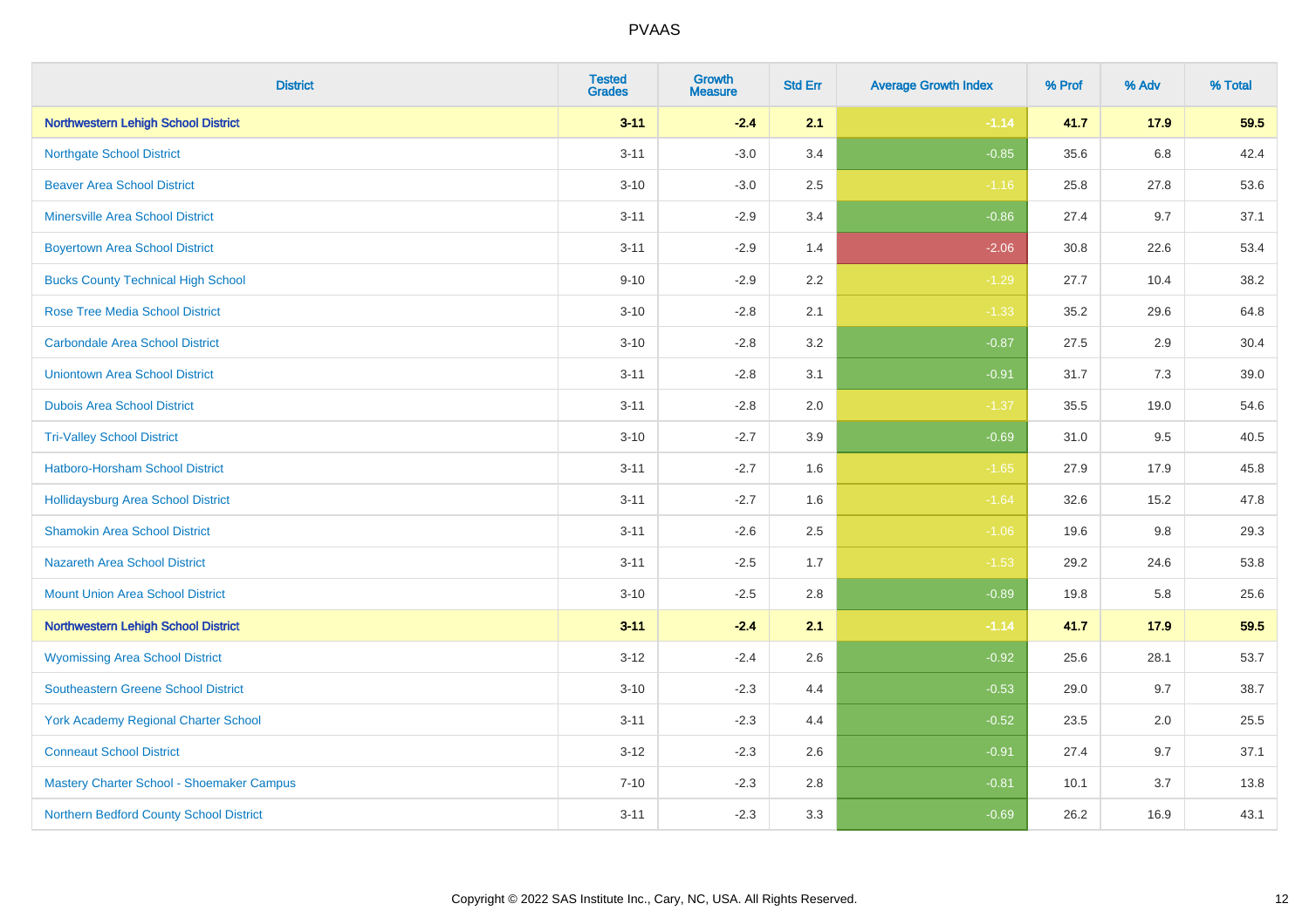# PVAAS

| District | Tested Grades | Growth Measure | Std Err | Average Growth Index | % Prof | % Adv | % Total |
|---|---|---|---|---|---|---|---|
| **Northwestern Lehigh School District** | **3-11** | **-2.4** | **2.1** | **-1.14** | **41.7** | **17.9** | **59.5** |
| Northgate School District | 3-11 | -3.0 | 3.4 | -0.85 | 35.6 | 6.8 | 42.4 |
| Beaver Area School District | 3-10 | -3.0 | 2.5 | -1.16 | 25.8 | 27.8 | 53.6 |
| Minersville Area School District | 3-11 | -2.9 | 3.4 | -0.86 | 27.4 | 9.7 | 37.1 |
| Boyertown Area School District | 3-11 | -2.9 | 1.4 | -2.06 | 30.8 | 22.6 | 53.4 |
| Bucks County Technical High School | 9-10 | -2.9 | 2.2 | -1.29 | 27.7 | 10.4 | 38.2 |
| Rose Tree Media School District | 3-10 | -2.8 | 2.1 | -1.33 | 35.2 | 29.6 | 64.8 |
| Carbondale Area School District | 3-10 | -2.8 | 3.2 | -0.87 | 27.5 | 2.9 | 30.4 |
| Uniontown Area School District | 3-11 | -2.8 | 3.1 | -0.91 | 31.7 | 7.3 | 39.0 |
| Dubois Area School District | 3-11 | -2.8 | 2.0 | -1.37 | 35.5 | 19.0 | 54.6 |
| Tri-Valley School District | 3-10 | -2.7 | 3.9 | -0.69 | 31.0 | 9.5 | 40.5 |
| Hatboro-Horsham School District | 3-11 | -2.7 | 1.6 | -1.65 | 27.9 | 17.9 | 45.8 |
| Hollidaysburg Area School District | 3-11 | -2.7 | 1.6 | -1.64 | 32.6 | 15.2 | 47.8 |
| Shamokin Area School District | 3-11 | -2.6 | 2.5 | -1.06 | 19.6 | 9.8 | 29.3 |
| Nazareth Area School District | 3-11 | -2.5 | 1.7 | -1.53 | 29.2 | 24.6 | 53.8 |
| Mount Union Area School District | 3-10 | -2.5 | 2.8 | -0.89 | 19.8 | 5.8 | 25.6 |
| **Northwestern Lehigh School District** | **3-11** | **-2.4** | **2.1** | **-1.14** | **41.7** | **17.9** | **59.5** |
| Wyomissing Area School District | 3-12 | -2.4 | 2.6 | -0.92 | 25.6 | 28.1 | 53.7 |
| Southeastern Greene School District | 3-10 | -2.3 | 4.4 | -0.53 | 29.0 | 9.7 | 38.7 |
| York Academy Regional Charter School | 3-11 | -2.3 | 4.4 | -0.52 | 23.5 | 2.0 | 25.5 |
| Conneaut School District | 3-12 | -2.3 | 2.6 | -0.91 | 27.4 | 9.7 | 37.1 |
| Mastery Charter School - Shoemaker Campus | 7-10 | -2.3 | 2.8 | -0.81 | 10.1 | 3.7 | 13.8 |
| Northern Bedford County School District | 3-11 | -2.3 | 3.3 | -0.69 | 26.2 | 16.9 | 43.1 |

Copyright © 2022 SAS Institute Inc., Cary, NC, USA. All Rights Reserved.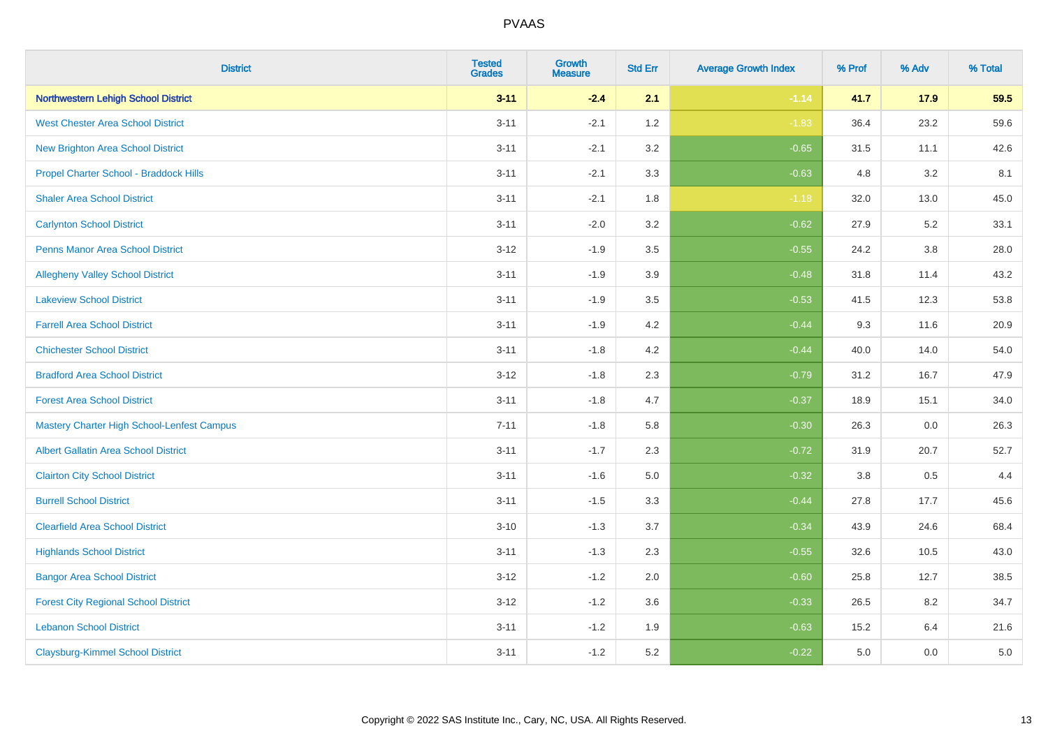# PVAAS

| District | Tested Grades | Growth Measure | Std Err | Average Growth Index | % Prof | % Adv | % Total |
|---|---|---|---|---|---|---|---|
| **Northwestern Lehigh School District** | **3-11** | **-2.4** | **2.1** | **-1.14** | **41.7** | **17.9** | **59.5** |
| West Chester Area School District | 3-11 | -2.1 | 1.2 | -1.83 | 36.4 | 23.2 | 59.6 |
| New Brighton Area School District | 3-11 | -2.1 | 3.2 | -0.65 | 31.5 | 11.1 | 42.6 |
| Propel Charter School - Braddock Hills | 3-11 | -2.1 | 3.3 | -0.63 | 4.8 | 3.2 | 8.1 |
| Shaler Area School District | 3-11 | -2.1 | 1.8 | -1.18 | 32.0 | 13.0 | 45.0 |
| Carlynton School District | 3-11 | -2.0 | 3.2 | -0.62 | 27.9 | 5.2 | 33.1 |
| Penns Manor Area School District | 3-12 | -1.9 | 3.5 | -0.55 | 24.2 | 3.8 | 28.0 |
| Allegheny Valley School District | 3-11 | -1.9 | 3.9 | -0.48 | 31.8 | 11.4 | 43.2 |
| Lakeview School District | 3-11 | -1.9 | 3.5 | -0.53 | 41.5 | 12.3 | 53.8 |
| Farrell Area School District | 3-11 | -1.9 | 4.2 | -0.44 | 9.3 | 11.6 | 20.9 |
| Chichester School District | 3-11 | -1.8 | 4.2 | -0.44 | 40.0 | 14.0 | 54.0 |
| Bradford Area School District | 3-12 | -1.8 | 2.3 | -0.79 | 31.2 | 16.7 | 47.9 |
| Forest Area School District | 3-11 | -1.8 | 4.7 | -0.37 | 18.9 | 15.1 | 34.0 |
| Mastery Charter High School-Lenfest Campus | 7-11 | -1.8 | 5.8 | -0.30 | 26.3 | 0.0 | 26.3 |
| Albert Gallatin Area School District | 3-11 | -1.7 | 2.3 | -0.72 | 31.9 | 20.7 | 52.7 |
| Clairton City School District | 3-11 | -1.6 | 5.0 | -0.32 | 3.8 | 0.5 | 4.4 |
| Burrell School District | 3-11 | -1.5 | 3.3 | -0.44 | 27.8 | 17.7 | 45.6 |
| Clearfield Area School District | 3-10 | -1.3 | 3.7 | -0.34 | 43.9 | 24.6 | 68.4 |
| Highlands School District | 3-11 | -1.3 | 2.3 | -0.55 | 32.6 | 10.5 | 43.0 |
| Bangor Area School District | 3-12 | -1.2 | 2.0 | -0.60 | 25.8 | 12.7 | 38.5 |
| Forest City Regional School District | 3-12 | -1.2 | 3.6 | -0.33 | 26.5 | 8.2 | 34.7 |
| Lebanon School District | 3-11 | -1.2 | 1.9 | -0.63 | 15.2 | 6.4 | 21.6 |
| Claysburg-Kimmel School District | 3-11 | -1.2 | 5.2 | -0.22 | 5.0 | 0.0 | 5.0 |

Copyright © 2022 SAS Institute Inc., Cary, NC, USA. All Rights Reserved.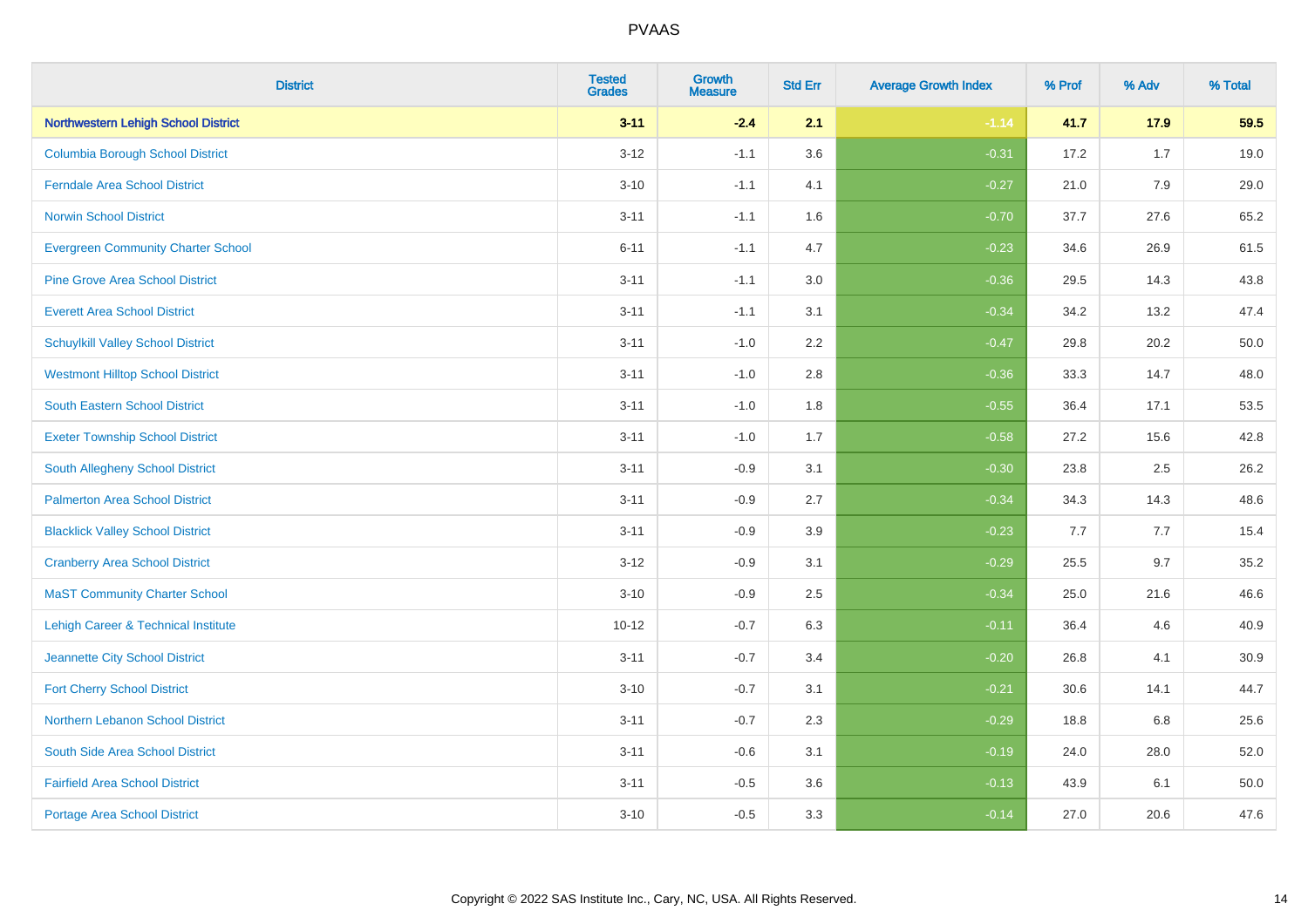| District | Tested Grades | Growth Measure | Std Err | Average Growth Index | % Prof | % Adv | % Total |
|---|---|---|---|---|---|---|---|
| **Northwestern Lehigh School District** | **3-11** | **-2.4** | **2.1** | **-1.14** | **41.7** | **17.9** | **59.5** |
| Columbia Borough School District | 3-12 | -1.1 | 3.6 | -0.31 | 17.2 | 1.7 | 19.0 |
| Ferndale Area School District | 3-10 | -1.1 | 4.1 | -0.27 | 21.0 | 7.9 | 29.0 |
| Norwin School District | 3-11 | -1.1 | 1.6 | -0.70 | 37.7 | 27.6 | 65.2 |
| Evergreen Community Charter School | 6-11 | -1.1 | 4.7 | -0.23 | 34.6 | 26.9 | 61.5 |
| Pine Grove Area School District | 3-11 | -1.1 | 3.0 | -0.36 | 29.5 | 14.3 | 43.8 |
| Everett Area School District | 3-11 | -1.1 | 3.1 | -0.34 | 34.2 | 13.2 | 47.4 |
| Schuylkill Valley School District | 3-11 | -1.0 | 2.2 | -0.47 | 29.8 | 20.2 | 50.0 |
| Westmont Hilltop School District | 3-11 | -1.0 | 2.8 | -0.36 | 33.3 | 14.7 | 48.0 |
| South Eastern School District | 3-11 | -1.0 | 1.8 | -0.55 | 36.4 | 17.1 | 53.5 |
| Exeter Township School District | 3-11 | -1.0 | 1.7 | -0.58 | 27.2 | 15.6 | 42.8 |
| South Allegheny School District | 3-11 | -0.9 | 3.1 | -0.30 | 23.8 | 2.5 | 26.2 |
| Palmerton Area School District | 3-11 | -0.9 | 2.7 | -0.34 | 34.3 | 14.3 | 48.6 |
| Blacklick Valley School District | 3-11 | -0.9 | 3.9 | -0.23 | 7.7 | 7.7 | 15.4 |
| Cranberry Area School District | 3-12 | -0.9 | 3.1 | -0.29 | 25.5 | 9.7 | 35.2 |
| MaST Community Charter School | 3-10 | -0.9 | 2.5 | -0.34 | 25.0 | 21.6 | 46.6 |
| Lehigh Career & Technical Institute | 10-12 | -0.7 | 6.3 | -0.11 | 36.4 | 4.6 | 40.9 |
| Jeannette City School District | 3-11 | -0.7 | 3.4 | -0.20 | 26.8 | 4.1 | 30.9 |
| Fort Cherry School District | 3-10 | -0.7 | 3.1 | -0.21 | 30.6 | 14.1 | 44.7 |
| Northern Lebanon School District | 3-11 | -0.7 | 2.3 | -0.29 | 18.8 | 6.8 | 25.6 |
| South Side Area School District | 3-11 | -0.6 | 3.1 | -0.19 | 24.0 | 28.0 | 52.0 |
| Fairfield Area School District | 3-11 | -0.5 | 3.6 | -0.13 | 43.9 | 6.1 | 50.0 |
| Portage Area School District | 3-10 | -0.5 | 3.3 | -0.14 | 27.0 | 20.6 | 47.6 |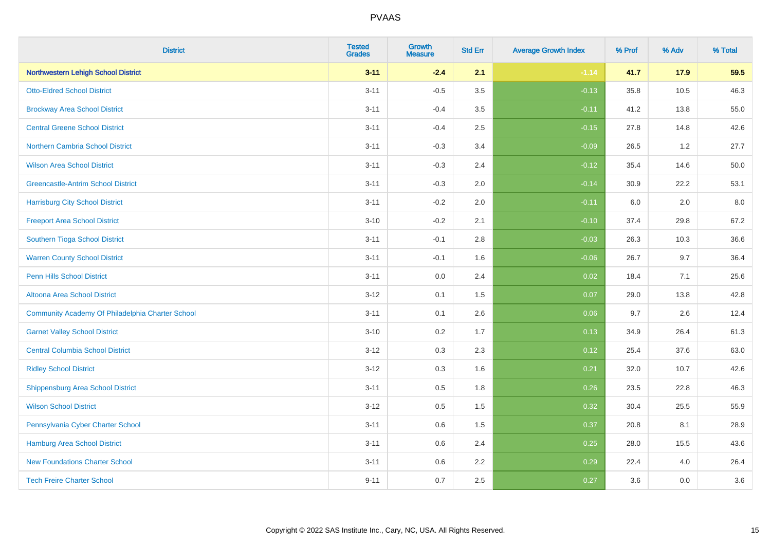| District | Tested Grades | Growth Measure | Std Err | Average Growth Index | % Prof | % Adv | % Total |
|---|---|---|---|---|---|---|---|
| **Northwestern Lehigh School District** | **3-11** | **-2.4** | **2.1** | **-1.14** | **41.7** | **17.9** | **59.5** |
| Otto-Eldred School District | 3-11 | -0.5 | 3.5 | -0.13 | 35.8 | 10.5 | 46.3 |
| Brockway Area School District | 3-11 | -0.4 | 3.5 | -0.11 | 41.2 | 13.8 | 55.0 |
| Central Greene School District | 3-11 | -0.4 | 2.5 | -0.15 | 27.8 | 14.8 | 42.6 |
| Northern Cambria School District | 3-11 | -0.3 | 3.4 | -0.09 | 26.5 | 1.2 | 27.7 |
| Wilson Area School District | 3-11 | -0.3 | 2.4 | -0.12 | 35.4 | 14.6 | 50.0 |
| Greencastle-Antrim School District | 3-11 | -0.3 | 2.0 | -0.14 | 30.9 | 22.2 | 53.1 |
| Harrisburg City School District | 3-11 | -0.2 | 2.0 | -0.11 | 6.0 | 2.0 | 8.0 |
| Freeport Area School District | 3-10 | -0.2 | 2.1 | -0.10 | 37.4 | 29.8 | 67.2 |
| Southern Tioga School District | 3-11 | -0.1 | 2.8 | -0.03 | 26.3 | 10.3 | 36.6 |
| Warren County School District | 3-11 | -0.1 | 1.6 | -0.06 | 26.7 | 9.7 | 36.4 |
| Penn Hills School District | 3-11 | 0.0 | 2.4 | 0.02 | 18.4 | 7.1 | 25.6 |
| Altoona Area School District | 3-12 | 0.1 | 1.5 | 0.07 | 29.0 | 13.8 | 42.8 |
| Community Academy Of Philadelphia Charter School | 3-11 | 0.1 | 2.6 | 0.06 | 9.7 | 2.6 | 12.4 |
| Garnet Valley School District | 3-10 | 0.2 | 1.7 | 0.13 | 34.9 | 26.4 | 61.3 |
| Central Columbia School District | 3-12 | 0.3 | 2.3 | 0.12 | 25.4 | 37.6 | 63.0 |
| Ridley School District | 3-12 | 0.3 | 1.6 | 0.21 | 32.0 | 10.7 | 42.6 |
| Shippensburg Area School District | 3-11 | 0.5 | 1.8 | 0.26 | 23.5 | 22.8 | 46.3 |
| Wilson School District | 3-12 | 0.5 | 1.5 | 0.32 | 30.4 | 25.5 | 55.9 |
| Pennsylvania Cyber Charter School | 3-11 | 0.6 | 1.5 | 0.37 | 20.8 | 8.1 | 28.9 |
| Hamburg Area School District | 3-11 | 0.6 | 2.4 | 0.25 | 28.0 | 15.5 | 43.6 |
| New Foundations Charter School | 3-11 | 0.6 | 2.2 | 0.29 | 22.4 | 4.0 | 26.4 |
| Tech Freire Charter School | 9-11 | 0.7 | 2.5 | 0.27 | 3.6 | 0.0 | 3.6 |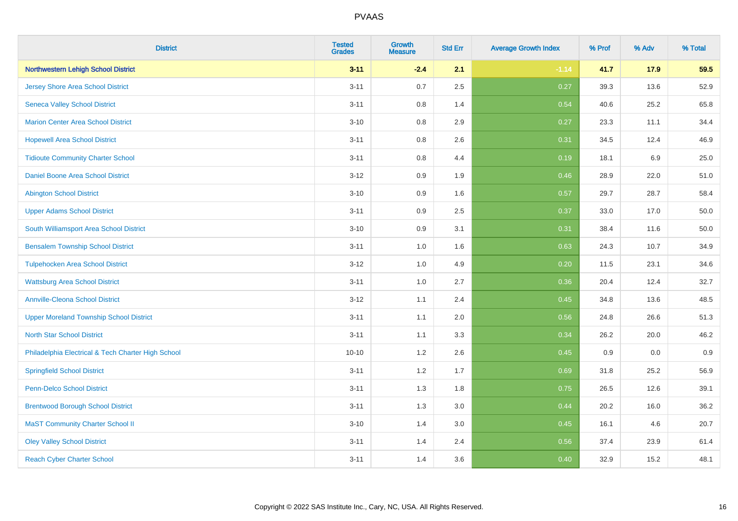| District | Tested Grades | Growth Measure | Std Err | Average Growth Index | % Prof | % Adv | % Total |
|---|---|---|---|---|---|---|---|
| **Northwestern Lehigh School District** | **3-11** | **-2.4** | **2.1** | **-1.14** | **41.7** | **17.9** | **59.5** |
| Jersey Shore Area School District | 3-11 | 0.7 | 2.5 | 0.27 | 39.3 | 13.6 | 52.9 |
| Seneca Valley School District | 3-11 | 0.8 | 1.4 | 0.54 | 40.6 | 25.2 | 65.8 |
| Marion Center Area School District | 3-10 | 0.8 | 2.9 | 0.27 | 23.3 | 11.1 | 34.4 |
| Hopewell Area School District | 3-11 | 0.8 | 2.6 | 0.31 | 34.5 | 12.4 | 46.9 |
| Tidioute Community Charter School | 3-11 | 0.8 | 4.4 | 0.19 | 18.1 | 6.9 | 25.0 |
| Daniel Boone Area School District | 3-12 | 0.9 | 1.9 | 0.46 | 28.9 | 22.0 | 51.0 |
| Abington School District | 3-10 | 0.9 | 1.6 | 0.57 | 29.7 | 28.7 | 58.4 |
| Upper Adams School District | 3-11 | 0.9 | 2.5 | 0.37 | 33.0 | 17.0 | 50.0 |
| South Williamsport Area School District | 3-10 | 0.9 | 3.1 | 0.31 | 38.4 | 11.6 | 50.0 |
| Bensalem Township School District | 3-11 | 1.0 | 1.6 | 0.63 | 24.3 | 10.7 | 34.9 |
| Tulpehocken Area School District | 3-12 | 1.0 | 4.9 | 0.20 | 11.5 | 23.1 | 34.6 |
| Wattsburg Area School District | 3-11 | 1.0 | 2.7 | 0.36 | 20.4 | 12.4 | 32.7 |
| Annville-Cleona School District | 3-12 | 1.1 | 2.4 | 0.45 | 34.8 | 13.6 | 48.5 |
| Upper Moreland Township School District | 3-11 | 1.1 | 2.0 | 0.56 | 24.8 | 26.6 | 51.3 |
| North Star School District | 3-11 | 1.1 | 3.3 | 0.34 | 26.2 | 20.0 | 46.2 |
| Philadelphia Electrical & Tech Charter High School | 10-10 | 1.2 | 2.6 | 0.45 | 0.9 | 0.0 | 0.9 |
| Springfield School District | 3-11 | 1.2 | 1.7 | 0.69 | 31.8 | 25.2 | 56.9 |
| Penn-Delco School District | 3-11 | 1.3 | 1.8 | 0.75 | 26.5 | 12.6 | 39.1 |
| Brentwood Borough School District | 3-11 | 1.3 | 3.0 | 0.44 | 20.2 | 16.0 | 36.2 |
| MaST Community Charter School II | 3-10 | 1.4 | 3.0 | 0.45 | 16.1 | 4.6 | 20.7 |
| Oley Valley School District | 3-11 | 1.4 | 2.4 | 0.56 | 37.4 | 23.9 | 61.4 |
| Reach Cyber Charter School | 3-11 | 1.4 | 3.6 | 0.40 | 32.9 | 15.2 | 48.1 |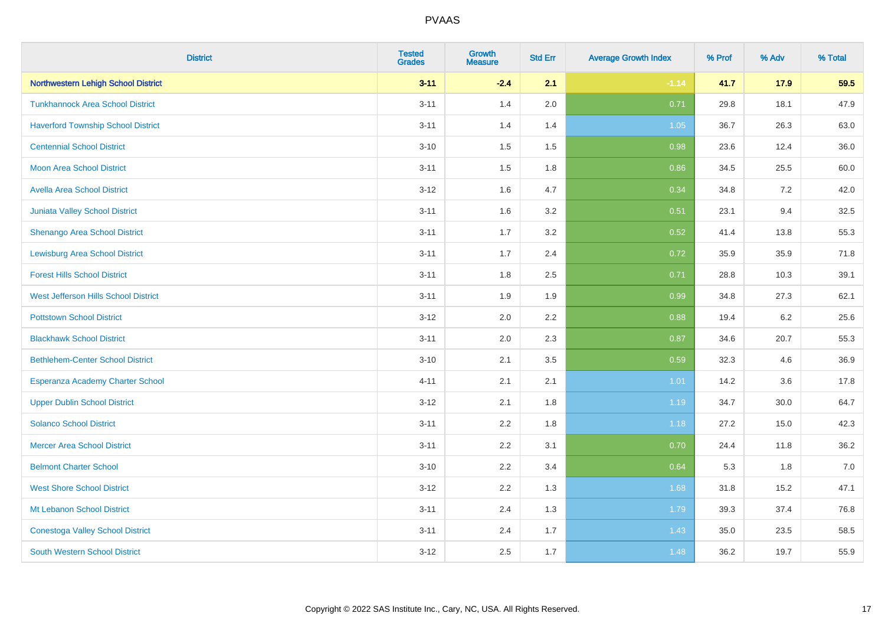| District | Tested Grades | Growth Measure | Std Err | Average Growth Index | % Prof | % Adv | % Total |
|---|---|---|---|---|---|---|---|
| **Northwestern Lehigh School District** | **3-11** | **-2.4** | **2.1** | **-1.14** | **41.7** | **17.9** | **59.5** |
| Tunkhannock Area School District | 3-11 | 1.4 | 2.0 | 0.71 | 29.8 | 18.1 | 47.9 |
| Haverford Township School District | 3-11 | 1.4 | 1.4 | 1.05 | 36.7 | 26.3 | 63.0 |
| Centennial School District | 3-10 | 1.5 | 1.5 | 0.98 | 23.6 | 12.4 | 36.0 |
| Moon Area School District | 3-11 | 1.5 | 1.8 | 0.86 | 34.5 | 25.5 | 60.0 |
| Avella Area School District | 3-12 | 1.6 | 4.7 | 0.34 | 34.8 | 7.2 | 42.0 |
| Juniata Valley School District | 3-11 | 1.6 | 3.2 | 0.51 | 23.1 | 9.4 | 32.5 |
| Shenango Area School District | 3-11 | 1.7 | 3.2 | 0.52 | 41.4 | 13.8 | 55.3 |
| Lewisburg Area School District | 3-11 | 1.7 | 2.4 | 0.72 | 35.9 | 35.9 | 71.8 |
| Forest Hills School District | 3-11 | 1.8 | 2.5 | 0.71 | 28.8 | 10.3 | 39.1 |
| West Jefferson Hills School District | 3-11 | 1.9 | 1.9 | 0.99 | 34.8 | 27.3 | 62.1 |
| Pottstown School District | 3-12 | 2.0 | 2.2 | 0.88 | 19.4 | 6.2 | 25.6 |
| Blackhawk School District | 3-11 | 2.0 | 2.3 | 0.87 | 34.6 | 20.7 | 55.3 |
| Bethlehem-Center School District | 3-10 | 2.1 | 3.5 | 0.59 | 32.3 | 4.6 | 36.9 |
| Esperanza Academy Charter School | 4-11 | 2.1 | 2.1 | 1.01 | 14.2 | 3.6 | 17.8 |
| Upper Dublin School District | 3-12 | 2.1 | 1.8 | 1.19 | 34.7 | 30.0 | 64.7 |
| Solanco School District | 3-11 | 2.2 | 1.8 | 1.18 | 27.2 | 15.0 | 42.3 |
| Mercer Area School District | 3-11 | 2.2 | 3.1 | 0.70 | 24.4 | 11.8 | 36.2 |
| Belmont Charter School | 3-10 | 2.2 | 3.4 | 0.64 | 5.3 | 1.8 | 7.0 |
| West Shore School District | 3-12 | 2.2 | 1.3 | 1.68 | 31.8 | 15.2 | 47.1 |
| Mt Lebanon School District | 3-11 | 2.4 | 1.3 | 1.79 | 39.3 | 37.4 | 76.8 |
| Conestoga Valley School District | 3-11 | 2.4 | 1.7 | 1.43 | 35.0 | 23.5 | 58.5 |
| South Western School District | 3-12 | 2.5 | 1.7 | 1.48 | 36.2 | 19.7 | 55.9 |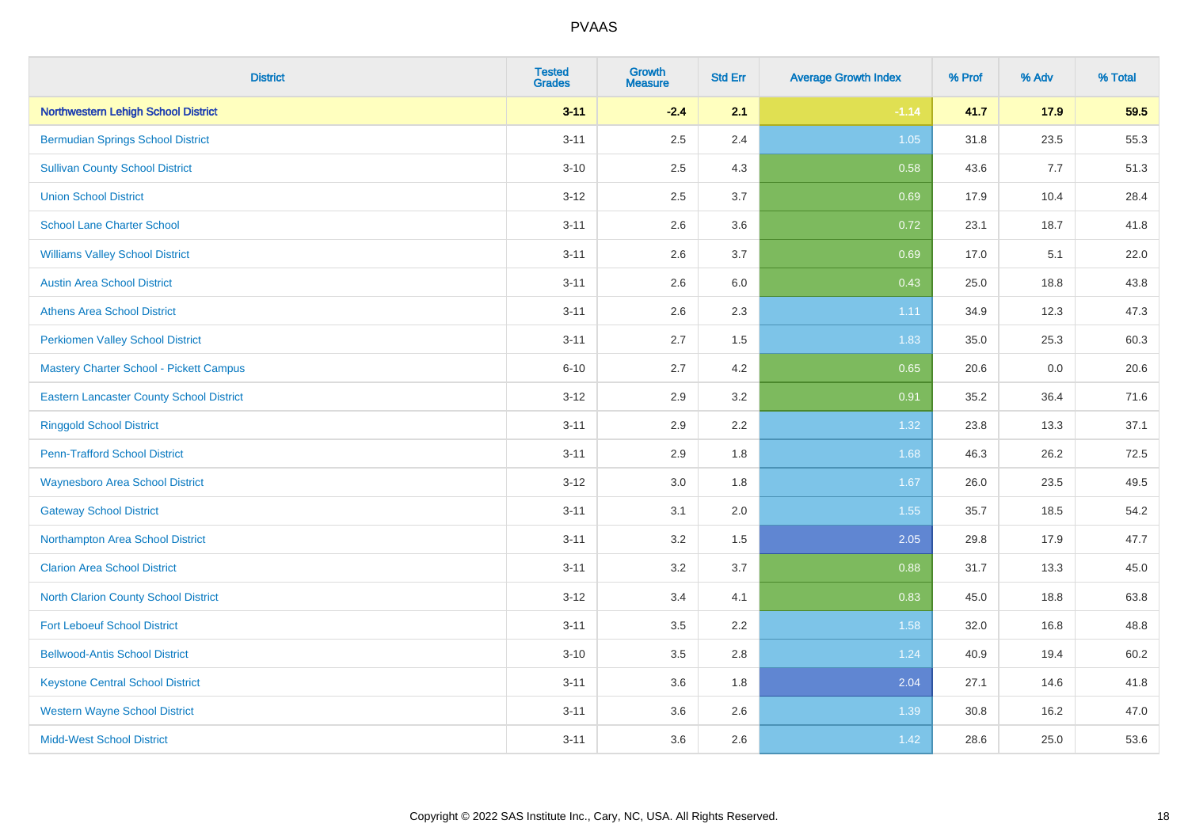# PVAAS

| District | Tested Grades | Growth Measure | Std Err | Average Growth Index | % Prof | % Adv | % Total |
|---|---|---|---|---|---|---|---|
| **Northwestern Lehigh School District** | **3-11** | **-2.4** | **2.1** | **-1.14** | **41.7** | **17.9** | **59.5** |
| Bermudian Springs School District | 3-11 | 2.5 | 2.4 | 1.05 | 31.8 | 23.5 | 55.3 |
| Sullivan County School District | 3-10 | 2.5 | 4.3 | 0.58 | 43.6 | 7.7 | 51.3 |
| Union School District | 3-12 | 2.5 | 3.7 | 0.69 | 17.9 | 10.4 | 28.4 |
| School Lane Charter School | 3-11 | 2.6 | 3.6 | 0.72 | 23.1 | 18.7 | 41.8 |
| Williams Valley School District | 3-11 | 2.6 | 3.7 | 0.69 | 17.0 | 5.1 | 22.0 |
| Austin Area School District | 3-11 | 2.6 | 6.0 | 0.43 | 25.0 | 18.8 | 43.8 |
| Athens Area School District | 3-11 | 2.6 | 2.3 | 1.11 | 34.9 | 12.3 | 47.3 |
| Perkiomen Valley School District | 3-11 | 2.7 | 1.5 | 1.83 | 35.0 | 25.3 | 60.3 |
| Mastery Charter School - Pickett Campus | 6-10 | 2.7 | 4.2 | 0.65 | 20.6 | 0.0 | 20.6 |
| Eastern Lancaster County School District | 3-12 | 2.9 | 3.2 | 0.91 | 35.2 | 36.4 | 71.6 |
| Ringgold School District | 3-11 | 2.9 | 2.2 | 1.32 | 23.8 | 13.3 | 37.1 |
| Penn-Trafford School District | 3-11 | 2.9 | 1.8 | 1.68 | 46.3 | 26.2 | 72.5 |
| Waynesboro Area School District | 3-12 | 3.0 | 1.8 | 1.67 | 26.0 | 23.5 | 49.5 |
| Gateway School District | 3-11 | 3.1 | 2.0 | 1.55 | 35.7 | 18.5 | 54.2 |
| Northampton Area School District | 3-11 | 3.2 | 1.5 | 2.05 | 29.8 | 17.9 | 47.7 |
| Clarion Area School District | 3-11 | 3.2 | 3.7 | 0.88 | 31.7 | 13.3 | 45.0 |
| North Clarion County School District | 3-12 | 3.4 | 4.1 | 0.83 | 45.0 | 18.8 | 63.8 |
| Fort Leboeuf School District | 3-11 | 3.5 | 2.2 | 1.58 | 32.0 | 16.8 | 48.8 |
| Bellwood-Antis School District | 3-10 | 3.5 | 2.8 | 1.24 | 40.9 | 19.4 | 60.2 |
| Keystone Central School District | 3-11 | 3.6 | 1.8 | 2.04 | 27.1 | 14.6 | 41.8 |
| Western Wayne School District | 3-11 | 3.6 | 2.6 | 1.39 | 30.8 | 16.2 | 47.0 |
| Midd-West School District | 3-11 | 3.6 | 2.6 | 1.42 | 28.6 | 25.0 | 53.6 |

Copyright © 2022 SAS Institute Inc., Cary, NC, USA. All Rights Reserved.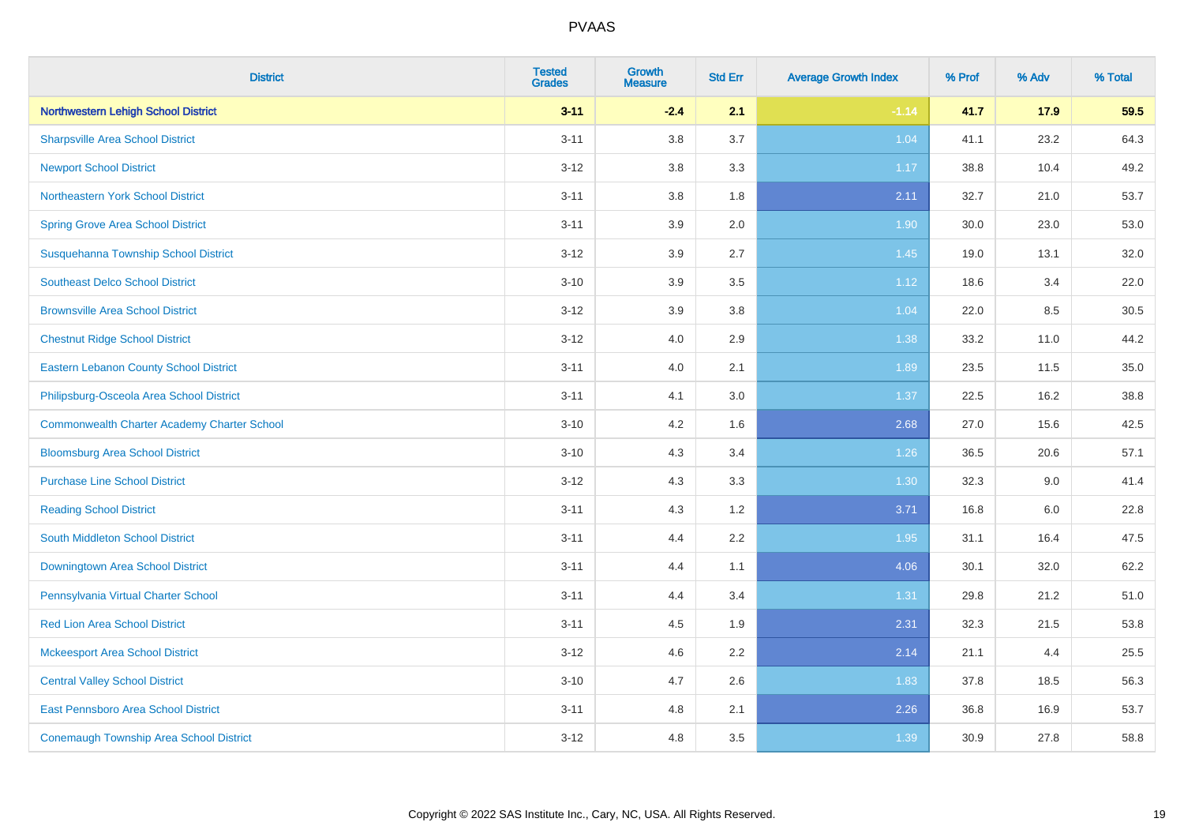# PVAAS

| District | Tested Grades | Growth Measure | Std Err | Average Growth Index | % Prof | % Adv | % Total |
|---|---|---|---|---|---|---|---|
| **Northwestern Lehigh School District** | **3-11** | **-2.4** | **2.1** | **-1.14** | **41.7** | **17.9** | **59.5** |
| Sharpsville Area School District | 3-11 | 3.8 | 3.7 | 1.04 | 41.1 | 23.2 | 64.3 |
| Newport School District | 3-12 | 3.8 | 3.3 | 1.17 | 38.8 | 10.4 | 49.2 |
| Northeastern York School District | 3-11 | 3.8 | 1.8 | 2.11 | 32.7 | 21.0 | 53.7 |
| Spring Grove Area School District | 3-11 | 3.9 | 2.0 | 1.90 | 30.0 | 23.0 | 53.0 |
| Susquehanna Township School District | 3-12 | 3.9 | 2.7 | 1.45 | 19.0 | 13.1 | 32.0 |
| Southeast Delco School District | 3-10 | 3.9 | 3.5 | 1.12 | 18.6 | 3.4 | 22.0 |
| Brownsville Area School District | 3-12 | 3.9 | 3.8 | 1.04 | 22.0 | 8.5 | 30.5 |
| Chestnut Ridge School District | 3-12 | 4.0 | 2.9 | 1.38 | 33.2 | 11.0 | 44.2 |
| Eastern Lebanon County School District | 3-11 | 4.0 | 2.1 | 1.89 | 23.5 | 11.5 | 35.0 |
| Philipsburg-Osceola Area School District | 3-11 | 4.1 | 3.0 | 1.37 | 22.5 | 16.2 | 38.8 |
| Commonwealth Charter Academy Charter School | 3-10 | 4.2 | 1.6 | 2.68 | 27.0 | 15.6 | 42.5 |
| Bloomsburg Area School District | 3-10 | 4.3 | 3.4 | 1.26 | 36.5 | 20.6 | 57.1 |
| Purchase Line School District | 3-12 | 4.3 | 3.3 | 1.30 | 32.3 | 9.0 | 41.4 |
| Reading School District | 3-11 | 4.3 | 1.2 | 3.71 | 16.8 | 6.0 | 22.8 |
| South Middleton School District | 3-11 | 4.4 | 2.2 | 1.95 | 31.1 | 16.4 | 47.5 |
| Downingtown Area School District | 3-11 | 4.4 | 1.1 | 4.06 | 30.1 | 32.0 | 62.2 |
| Pennsylvania Virtual Charter School | 3-11 | 4.4 | 3.4 | 1.31 | 29.8 | 21.2 | 51.0 |
| Red Lion Area School District | 3-11 | 4.5 | 1.9 | 2.31 | 32.3 | 21.5 | 53.8 |
| Mckeesport Area School District | 3-12 | 4.6 | 2.2 | 2.14 | 21.1 | 4.4 | 25.5 |
| Central Valley School District | 3-10 | 4.7 | 2.6 | 1.83 | 37.8 | 18.5 | 56.3 |
| East Pennsboro Area School District | 3-11 | 4.8 | 2.1 | 2.26 | 36.8 | 16.9 | 53.7 |
| Conemaugh Township Area School District | 3-12 | 4.8 | 3.5 | 1.39 | 30.9 | 27.8 | 58.8 |

Copyright © 2022 SAS Institute Inc., Cary, NC, USA. All Rights Reserved.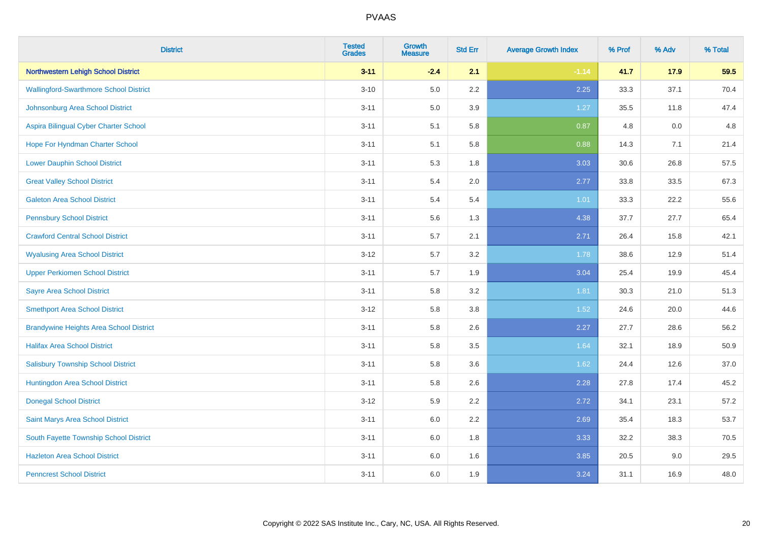| District | Tested Grades | Growth Measure | Std Err | Average Growth Index | % Prof | % Adv | % Total |
|---|---|---|---|---|---|---|---|
| **Northwestern Lehigh School District** | **3-11** | **-2.4** | **2.1** | **-1.14** | **41.7** | **17.9** | **59.5** |
| Wallingford-Swarthmore School District | 3-10 | 5.0 | 2.2 | 2.25 | 33.3 | 37.1 | 70.4 |
| Johnsonburg Area School District | 3-11 | 5.0 | 3.9 | 1.27 | 35.5 | 11.8 | 47.4 |
| Aspira Bilingual Cyber Charter School | 3-11 | 5.1 | 5.8 | 0.87 | 4.8 | 0.0 | 4.8 |
| Hope For Hyndman Charter School | 3-11 | 5.1 | 5.8 | 0.88 | 14.3 | 7.1 | 21.4 |
| Lower Dauphin School District | 3-11 | 5.3 | 1.8 | 3.03 | 30.6 | 26.8 | 57.5 |
| Great Valley School District | 3-11 | 5.4 | 2.0 | 2.77 | 33.8 | 33.5 | 67.3 |
| Galeton Area School District | 3-11 | 5.4 | 5.4 | 1.01 | 33.3 | 22.2 | 55.6 |
| Pennsbury School District | 3-11 | 5.6 | 1.3 | 4.38 | 37.7 | 27.7 | 65.4 |
| Crawford Central School District | 3-11 | 5.7 | 2.1 | 2.71 | 26.4 | 15.8 | 42.1 |
| Wyalusing Area School District | 3-12 | 5.7 | 3.2 | 1.78 | 38.6 | 12.9 | 51.4 |
| Upper Perkiomen School District | 3-11 | 5.7 | 1.9 | 3.04 | 25.4 | 19.9 | 45.4 |
| Sayre Area School District | 3-11 | 5.8 | 3.2 | 1.81 | 30.3 | 21.0 | 51.3 |
| Smethport Area School District | 3-12 | 5.8 | 3.8 | 1.52 | 24.6 | 20.0 | 44.6 |
| Brandywine Heights Area School District | 3-11 | 5.8 | 2.6 | 2.27 | 27.7 | 28.6 | 56.2 |
| Halifax Area School District | 3-11 | 5.8 | 3.5 | 1.64 | 32.1 | 18.9 | 50.9 |
| Salisbury Township School District | 3-11 | 5.8 | 3.6 | 1.62 | 24.4 | 12.6 | 37.0 |
| Huntingdon Area School District | 3-11 | 5.8 | 2.6 | 2.28 | 27.8 | 17.4 | 45.2 |
| Donegal School District | 3-12 | 5.9 | 2.2 | 2.72 | 34.1 | 23.1 | 57.2 |
| Saint Marys Area School District | 3-11 | 6.0 | 2.2 | 2.69 | 35.4 | 18.3 | 53.7 |
| South Fayette Township School District | 3-11 | 6.0 | 1.8 | 3.33 | 32.2 | 38.3 | 70.5 |
| Hazleton Area School District | 3-11 | 6.0 | 1.6 | 3.85 | 20.5 | 9.0 | 29.5 |
| Penncrest School District | 3-11 | 6.0 | 1.9 | 3.24 | 31.1 | 16.9 | 48.0 |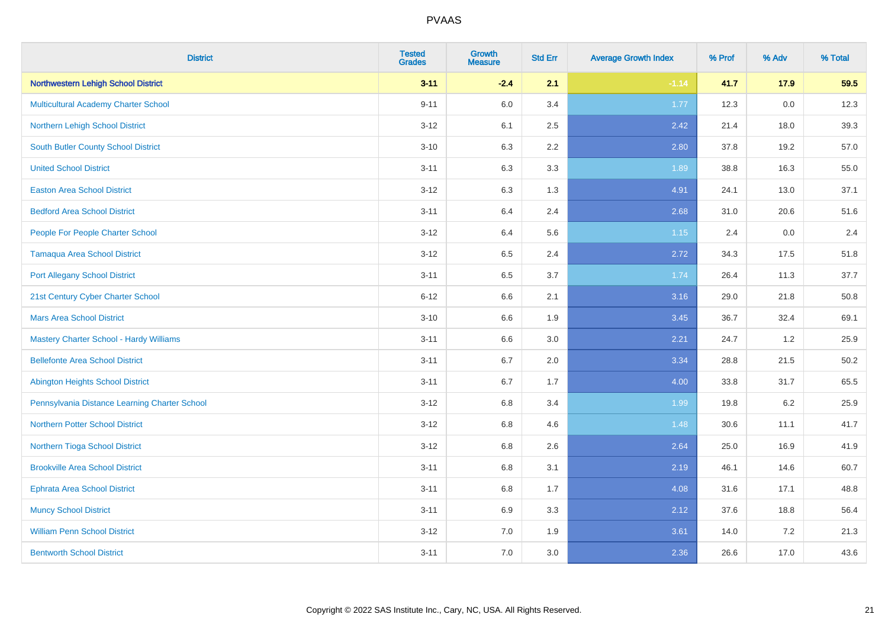# PVAAS

| District | Tested Grades | Growth Measure | Std Err | Average Growth Index | % Prof | % Adv | % Total |
|---|---|---|---|---|---|---|---|
| **Northwestern Lehigh School District** | **3-11** | **-2.4** | **2.1** | **-1.14** | **41.7** | **17.9** | **59.5** |
| Multicultural Academy Charter School | 9-11 | 6.0 | 3.4 | 1.77 | 12.3 | 0.0 | 12.3 |
| Northern Lehigh School District | 3-12 | 6.1 | 2.5 | 2.42 | 21.4 | 18.0 | 39.3 |
| South Butler County School District | 3-10 | 6.3 | 2.2 | 2.80 | 37.8 | 19.2 | 57.0 |
| United School District | 3-11 | 6.3 | 3.3 | 1.89 | 38.8 | 16.3 | 55.0 |
| Easton Area School District | 3-12 | 6.3 | 1.3 | 4.91 | 24.1 | 13.0 | 37.1 |
| Bedford Area School District | 3-11 | 6.4 | 2.4 | 2.68 | 31.0 | 20.6 | 51.6 |
| People For People Charter School | 3-12 | 6.4 | 5.6 | 1.15 | 2.4 | 0.0 | 2.4 |
| Tamaqua Area School District | 3-12 | 6.5 | 2.4 | 2.72 | 34.3 | 17.5 | 51.8 |
| Port Allegany School District | 3-11 | 6.5 | 3.7 | 1.74 | 26.4 | 11.3 | 37.7 |
| 21st Century Cyber Charter School | 6-12 | 6.6 | 2.1 | 3.16 | 29.0 | 21.8 | 50.8 |
| Mars Area School District | 3-10 | 6.6 | 1.9 | 3.45 | 36.7 | 32.4 | 69.1 |
| Mastery Charter School - Hardy Williams | 3-11 | 6.6 | 3.0 | 2.21 | 24.7 | 1.2 | 25.9 |
| Bellefonte Area School District | 3-11 | 6.7 | 2.0 | 3.34 | 28.8 | 21.5 | 50.2 |
| Abington Heights School District | 3-11 | 6.7 | 1.7 | 4.00 | 33.8 | 31.7 | 65.5 |
| Pennsylvania Distance Learning Charter School | 3-12 | 6.8 | 3.4 | 1.99 | 19.8 | 6.2 | 25.9 |
| Northern Potter School District | 3-12 | 6.8 | 4.6 | 1.48 | 30.6 | 11.1 | 41.7 |
| Northern Tioga School District | 3-12 | 6.8 | 2.6 | 2.64 | 25.0 | 16.9 | 41.9 |
| Brookville Area School District | 3-11 | 6.8 | 3.1 | 2.19 | 46.1 | 14.6 | 60.7 |
| Ephrata Area School District | 3-11 | 6.8 | 1.7 | 4.08 | 31.6 | 17.1 | 48.8 |
| Muncy School District | 3-11 | 6.9 | 3.3 | 2.12 | 37.6 | 18.8 | 56.4 |
| William Penn School District | 3-12 | 7.0 | 1.9 | 3.61 | 14.0 | 7.2 | 21.3 |
| Bentworth School District | 3-11 | 7.0 | 3.0 | 2.36 | 26.6 | 17.0 | 43.6 |

Copyright © 2022 SAS Institute Inc., Cary, NC, USA. All Rights Reserved.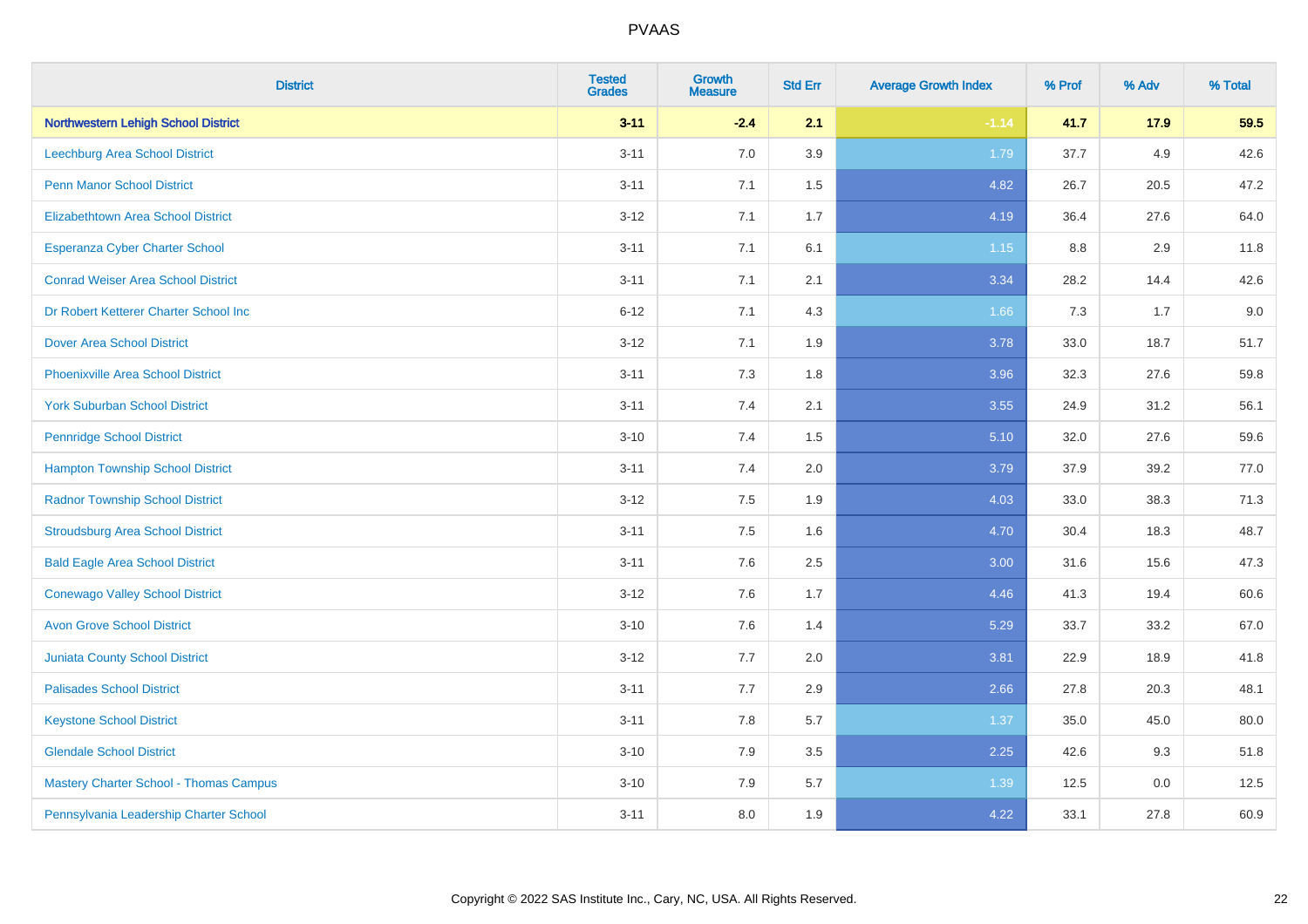# PVAAS

| District | Tested Grades | Growth Measure | Std Err | Average Growth Index | % Prof | % Adv | % Total |
|---|---|---|---|---|---|---|---|
| **Northwestern Lehigh School District** | **3-11** | **-2.4** | **2.1** | **-1.14** | **41.7** | **17.9** | **59.5** |
| Leechburg Area School District | 3-11 | 7.0 | 3.9 | 1.79 | 37.7 | 4.9 | 42.6 |
| Penn Manor School District | 3-11 | 7.1 | 1.5 | 4.82 | 26.7 | 20.5 | 47.2 |
| Elizabethtown Area School District | 3-12 | 7.1 | 1.7 | 4.19 | 36.4 | 27.6 | 64.0 |
| Esperanza Cyber Charter School | 3-11 | 7.1 | 6.1 | 1.15 | 8.8 | 2.9 | 11.8 |
| Conrad Weiser Area School District | 3-11 | 7.1 | 2.1 | 3.34 | 28.2 | 14.4 | 42.6 |
| Dr Robert Ketterer Charter School Inc | 6-12 | 7.1 | 4.3 | 1.66 | 7.3 | 1.7 | 9.0 |
| Dover Area School District | 3-12 | 7.1 | 1.9 | 3.78 | 33.0 | 18.7 | 51.7 |
| Phoenixville Area School District | 3-11 | 7.3 | 1.8 | 3.96 | 32.3 | 27.6 | 59.8 |
| York Suburban School District | 3-11 | 7.4 | 2.1 | 3.55 | 24.9 | 31.2 | 56.1 |
| Pennridge School District | 3-10 | 7.4 | 1.5 | 5.10 | 32.0 | 27.6 | 59.6 |
| Hampton Township School District | 3-11 | 7.4 | 2.0 | 3.79 | 37.9 | 39.2 | 77.0 |
| Radnor Township School District | 3-12 | 7.5 | 1.9 | 4.03 | 33.0 | 38.3 | 71.3 |
| Stroudsburg Area School District | 3-11 | 7.5 | 1.6 | 4.70 | 30.4 | 18.3 | 48.7 |
| Bald Eagle Area School District | 3-11 | 7.6 | 2.5 | 3.00 | 31.6 | 15.6 | 47.3 |
| Conewago Valley School District | 3-12 | 7.6 | 1.7 | 4.46 | 41.3 | 19.4 | 60.6 |
| Avon Grove School District | 3-10 | 7.6 | 1.4 | 5.29 | 33.7 | 33.2 | 67.0 |
| Juniata County School District | 3-12 | 7.7 | 2.0 | 3.81 | 22.9 | 18.9 | 41.8 |
| Palisades School District | 3-11 | 7.7 | 2.9 | 2.66 | 27.8 | 20.3 | 48.1 |
| Keystone School District | 3-11 | 7.8 | 5.7 | 1.37 | 35.0 | 45.0 | 80.0 |
| Glendale School District | 3-10 | 7.9 | 3.5 | 2.25 | 42.6 | 9.3 | 51.8 |
| Mastery Charter School - Thomas Campus | 3-10 | 7.9 | 5.7 | 1.39 | 12.5 | 0.0 | 12.5 |
| Pennsylvania Leadership Charter School | 3-11 | 8.0 | 1.9 | 4.22 | 33.1 | 27.8 | 60.9 |

Copyright © 2022 SAS Institute Inc., Cary, NC, USA. All Rights Reserved.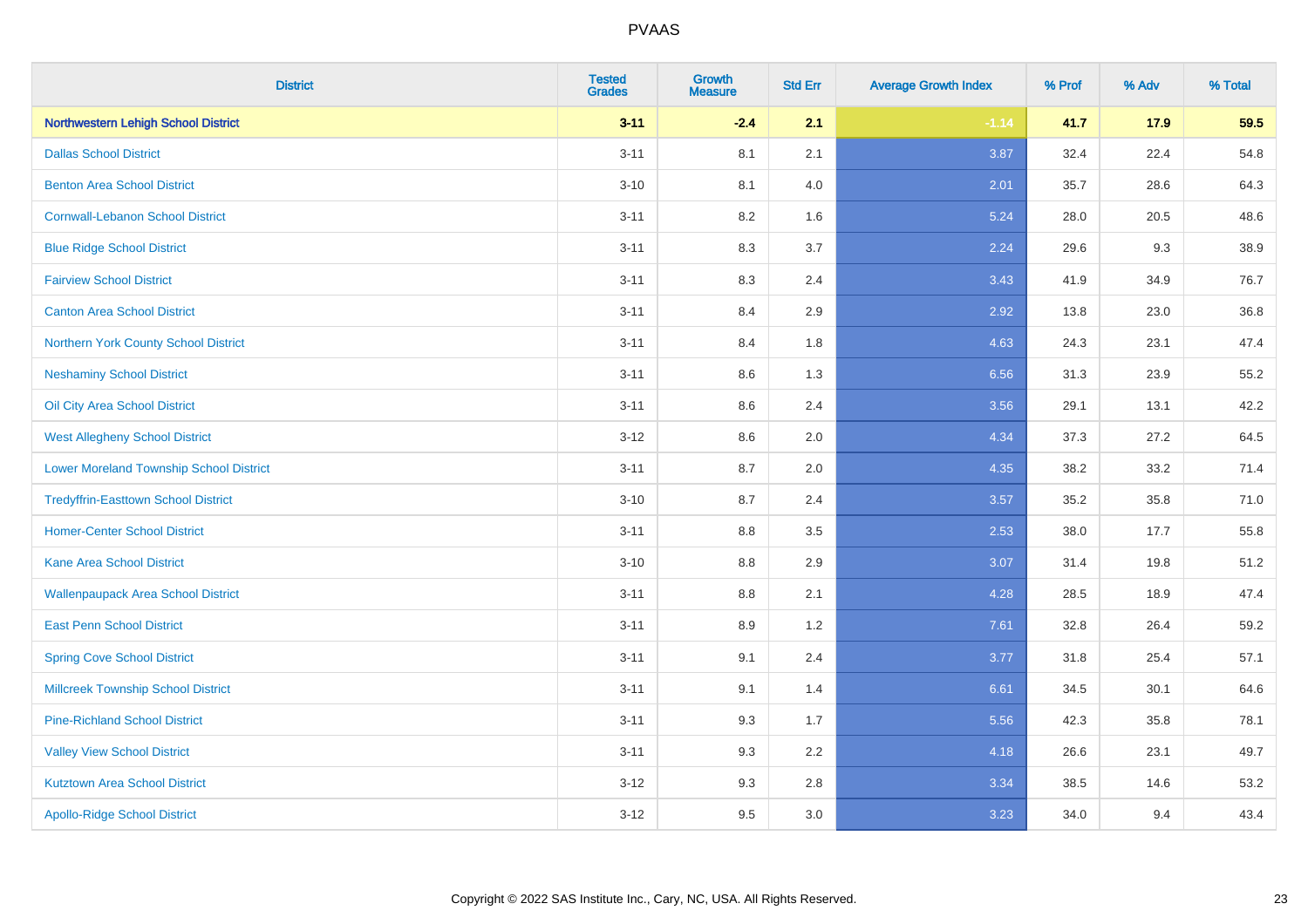# PVAAS

| District | Tested Grades | Growth Measure | Std Err | Average Growth Index | % Prof | % Adv | % Total |
|---|---|---|---|---|---|---|---|
| **Northwestern Lehigh School District** | **3-11** | **-2.4** | **2.1** | **-1.14** | **41.7** | **17.9** | **59.5** |
| Dallas School District | 3-11 | 8.1 | 2.1 | 3.87 | 32.4 | 22.4 | 54.8 |
| Benton Area School District | 3-10 | 8.1 | 4.0 | 2.01 | 35.7 | 28.6 | 64.3 |
| Cornwall-Lebanon School District | 3-11 | 8.2 | 1.6 | 5.24 | 28.0 | 20.5 | 48.6 |
| Blue Ridge School District | 3-11 | 8.3 | 3.7 | 2.24 | 29.6 | 9.3 | 38.9 |
| Fairview School District | 3-11 | 8.3 | 2.4 | 3.43 | 41.9 | 34.9 | 76.7 |
| Canton Area School District | 3-11 | 8.4 | 2.9 | 2.92 | 13.8 | 23.0 | 36.8 |
| Northern York County School District | 3-11 | 8.4 | 1.8 | 4.63 | 24.3 | 23.1 | 47.4 |
| Neshaminy School District | 3-11 | 8.6 | 1.3 | 6.56 | 31.3 | 23.9 | 55.2 |
| Oil City Area School District | 3-11 | 8.6 | 2.4 | 3.56 | 29.1 | 13.1 | 42.2 |
| West Allegheny School District | 3-12 | 8.6 | 2.0 | 4.34 | 37.3 | 27.2 | 64.5 |
| Lower Moreland Township School District | 3-11 | 8.7 | 2.0 | 4.35 | 38.2 | 33.2 | 71.4 |
| Tredyffrin-Easttown School District | 3-10 | 8.7 | 2.4 | 3.57 | 35.2 | 35.8 | 71.0 |
| Homer-Center School District | 3-11 | 8.8 | 3.5 | 2.53 | 38.0 | 17.7 | 55.8 |
| Kane Area School District | 3-10 | 8.8 | 2.9 | 3.07 | 31.4 | 19.8 | 51.2 |
| Wallenpaupack Area School District | 3-11 | 8.8 | 2.1 | 4.28 | 28.5 | 18.9 | 47.4 |
| East Penn School District | 3-11 | 8.9 | 1.2 | 7.61 | 32.8 | 26.4 | 59.2 |
| Spring Cove School District | 3-11 | 9.1 | 2.4 | 3.77 | 31.8 | 25.4 | 57.1 |
| Millcreek Township School District | 3-11 | 9.1 | 1.4 | 6.61 | 34.5 | 30.1 | 64.6 |
| Pine-Richland School District | 3-11 | 9.3 | 1.7 | 5.56 | 42.3 | 35.8 | 78.1 |
| Valley View School District | 3-11 | 9.3 | 2.2 | 4.18 | 26.6 | 23.1 | 49.7 |
| Kutztown Area School District | 3-12 | 9.3 | 2.8 | 3.34 | 38.5 | 14.6 | 53.2 |
| Apollo-Ridge School District | 3-12 | 9.5 | 3.0 | 3.23 | 34.0 | 9.4 | 43.4 |

Copyright © 2022 SAS Institute Inc., Cary, NC, USA. All Rights Reserved.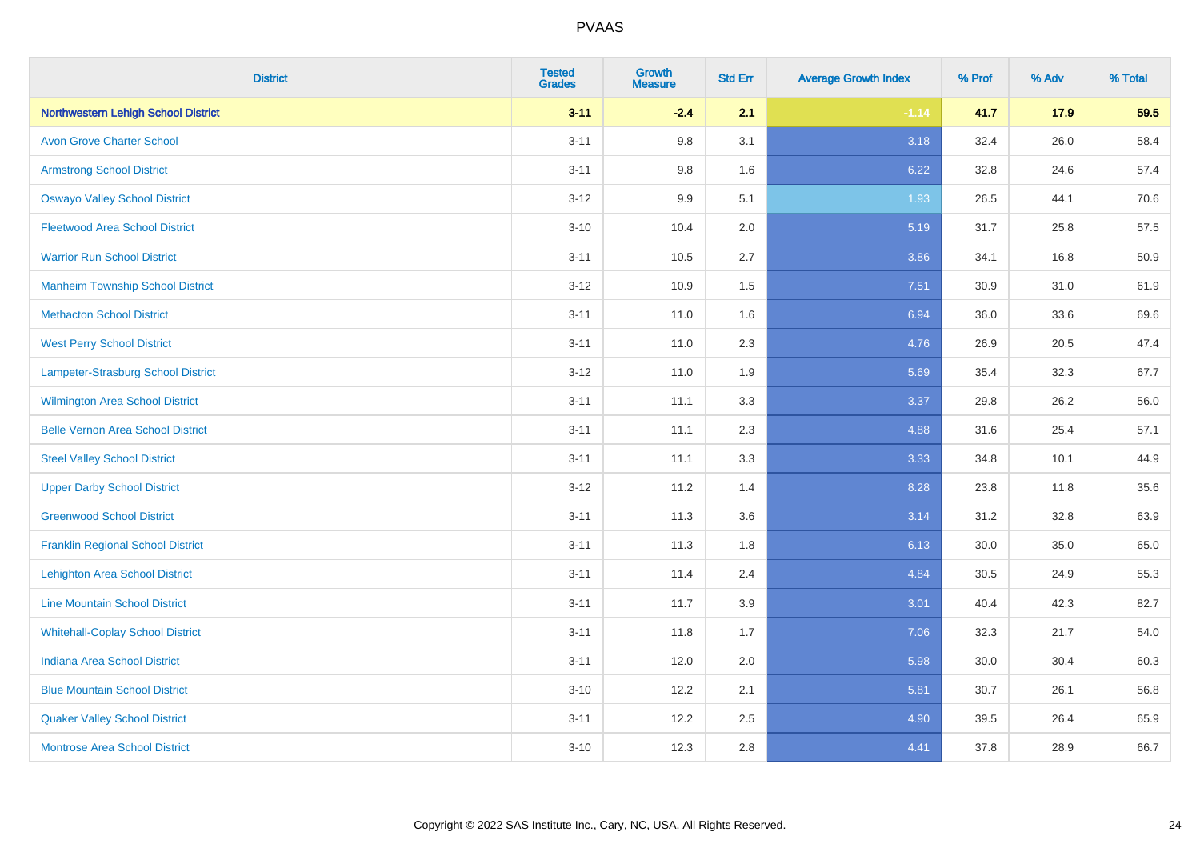| District | Tested Grades | Growth Measure | Std Err | Average Growth Index | % Prof | % Adv | % Total |
|---|---|---|---|---|---|---|---|
| **Northwestern Lehigh School District** | **3-11** | **-2.4** | **2.1** | **-1.14** | **41.7** | **17.9** | **59.5** |
| Avon Grove Charter School | 3-11 | 9.8 | 3.1 | 3.18 | 32.4 | 26.0 | 58.4 |
| Armstrong School District | 3-11 | 9.8 | 1.6 | 6.22 | 32.8 | 24.6 | 57.4 |
| Oswayo Valley School District | 3-12 | 9.9 | 5.1 | 1.93 | 26.5 | 44.1 | 70.6 |
| Fleetwood Area School District | 3-10 | 10.4 | 2.0 | 5.19 | 31.7 | 25.8 | 57.5 |
| Warrior Run School District | 3-11 | 10.5 | 2.7 | 3.86 | 34.1 | 16.8 | 50.9 |
| Manheim Township School District | 3-12 | 10.9 | 1.5 | 7.51 | 30.9 | 31.0 | 61.9 |
| Methacton School District | 3-11 | 11.0 | 1.6 | 6.94 | 36.0 | 33.6 | 69.6 |
| West Perry School District | 3-11 | 11.0 | 2.3 | 4.76 | 26.9 | 20.5 | 47.4 |
| Lampeter-Strasburg School District | 3-12 | 11.0 | 1.9 | 5.69 | 35.4 | 32.3 | 67.7 |
| Wilmington Area School District | 3-11 | 11.1 | 3.3 | 3.37 | 29.8 | 26.2 | 56.0 |
| Belle Vernon Area School District | 3-11 | 11.1 | 2.3 | 4.88 | 31.6 | 25.4 | 57.1 |
| Steel Valley School District | 3-11 | 11.1 | 3.3 | 3.33 | 34.8 | 10.1 | 44.9 |
| Upper Darby School District | 3-12 | 11.2 | 1.4 | 8.28 | 23.8 | 11.8 | 35.6 |
| Greenwood School District | 3-11 | 11.3 | 3.6 | 3.14 | 31.2 | 32.8 | 63.9 |
| Franklin Regional School District | 3-11 | 11.3 | 1.8 | 6.13 | 30.0 | 35.0 | 65.0 |
| Lehighton Area School District | 3-11 | 11.4 | 2.4 | 4.84 | 30.5 | 24.9 | 55.3 |
| Line Mountain School District | 3-11 | 11.7 | 3.9 | 3.01 | 40.4 | 42.3 | 82.7 |
| Whitehall-Coplay School District | 3-11 | 11.8 | 1.7 | 7.06 | 32.3 | 21.7 | 54.0 |
| Indiana Area School District | 3-11 | 12.0 | 2.0 | 5.98 | 30.0 | 30.4 | 60.3 |
| Blue Mountain School District | 3-10 | 12.2 | 2.1 | 5.81 | 30.7 | 26.1 | 56.8 |
| Quaker Valley School District | 3-11 | 12.2 | 2.5 | 4.90 | 39.5 | 26.4 | 65.9 |
| Montrose Area School District | 3-10 | 12.3 | 2.8 | 4.41 | 37.8 | 28.9 | 66.7 |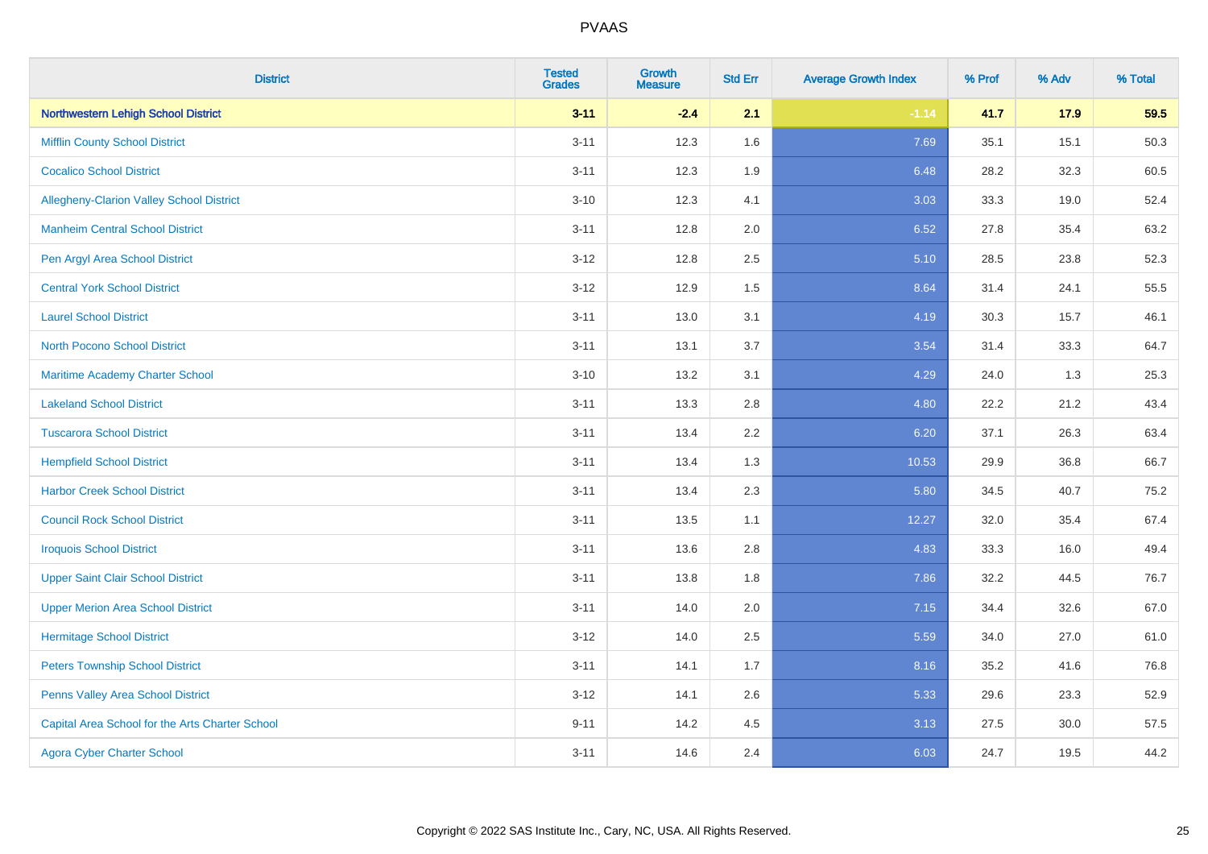# PVAAS

| District | Tested Grades | Growth Measure | Std Err | Average Growth Index | % Prof | % Adv | % Total |
|---|---|---|---|---|---|---|---|
| **Northwestern Lehigh School District** | **3-11** | **-2.4** | **2.1** | **-1.14** | **41.7** | **17.9** | **59.5** |
| Mifflin County School District | 3-11 | 12.3 | 1.6 | 7.69 | 35.1 | 15.1 | 50.3 |
| Cocalico School District | 3-11 | 12.3 | 1.9 | 6.48 | 28.2 | 32.3 | 60.5 |
| Allegheny-Clarion Valley School District | 3-10 | 12.3 | 4.1 | 3.03 | 33.3 | 19.0 | 52.4 |
| Manheim Central School District | 3-11 | 12.8 | 2.0 | 6.52 | 27.8 | 35.4 | 63.2 |
| Pen Argyl Area School District | 3-12 | 12.8 | 2.5 | 5.10 | 28.5 | 23.8 | 52.3 |
| Central York School District | 3-12 | 12.9 | 1.5 | 8.64 | 31.4 | 24.1 | 55.5 |
| Laurel School District | 3-11 | 13.0 | 3.1 | 4.19 | 30.3 | 15.7 | 46.1 |
| North Pocono School District | 3-11 | 13.1 | 3.7 | 3.54 | 31.4 | 33.3 | 64.7 |
| Maritime Academy Charter School | 3-10 | 13.2 | 3.1 | 4.29 | 24.0 | 1.3 | 25.3 |
| Lakeland School District | 3-11 | 13.3 | 2.8 | 4.80 | 22.2 | 21.2 | 43.4 |
| Tuscarora School District | 3-11 | 13.4 | 2.2 | 6.20 | 37.1 | 26.3 | 63.4 |
| Hempfield School District | 3-11 | 13.4 | 1.3 | 10.53 | 29.9 | 36.8 | 66.7 |
| Harbor Creek School District | 3-11 | 13.4 | 2.3 | 5.80 | 34.5 | 40.7 | 75.2 |
| Council Rock School District | 3-11 | 13.5 | 1.1 | 12.27 | 32.0 | 35.4 | 67.4 |
| Iroquois School District | 3-11 | 13.6 | 2.8 | 4.83 | 33.3 | 16.0 | 49.4 |
| Upper Saint Clair School District | 3-11 | 13.8 | 1.8 | 7.86 | 32.2 | 44.5 | 76.7 |
| Upper Merion Area School District | 3-11 | 14.0 | 2.0 | 7.15 | 34.4 | 32.6 | 67.0 |
| Hermitage School District | 3-12 | 14.0 | 2.5 | 5.59 | 34.0 | 27.0 | 61.0 |
| Peters Township School District | 3-11 | 14.1 | 1.7 | 8.16 | 35.2 | 41.6 | 76.8 |
| Penns Valley Area School District | 3-12 | 14.1 | 2.6 | 5.33 | 29.6 | 23.3 | 52.9 |
| Capital Area School for the Arts Charter School | 9-11 | 14.2 | 4.5 | 3.13 | 27.5 | 30.0 | 57.5 |
| Agora Cyber Charter School | 3-11 | 14.6 | 2.4 | 6.03 | 24.7 | 19.5 | 44.2 |

Copyright © 2022 SAS Institute Inc., Cary, NC, USA. All Rights Reserved.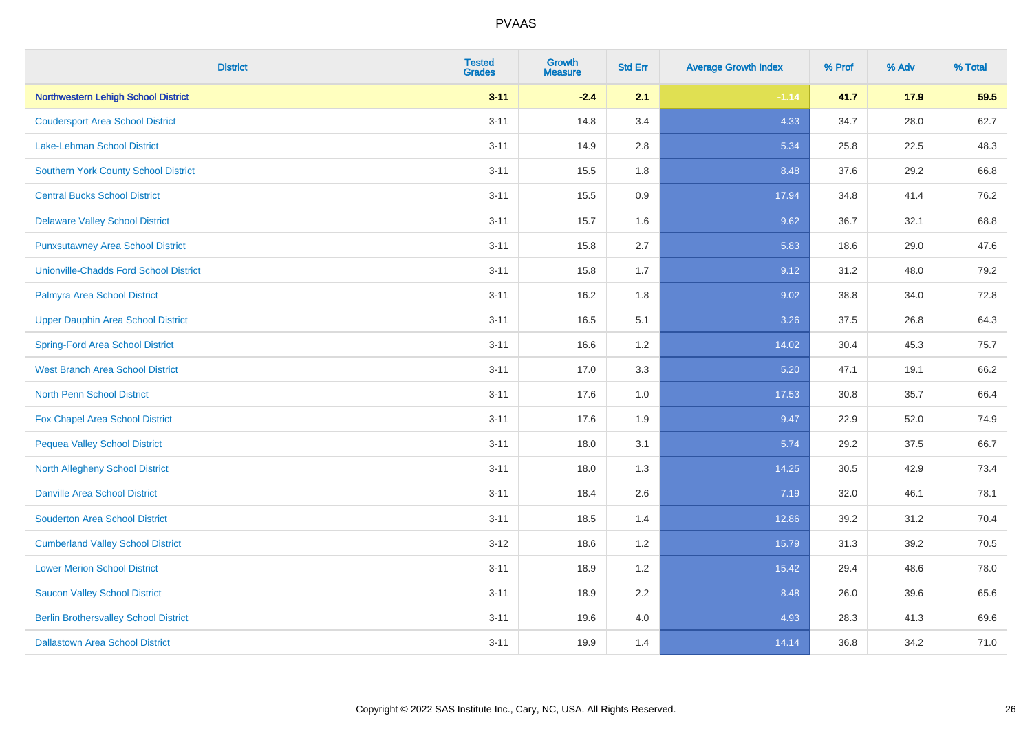# PVAAS

| District | Tested Grades | Growth Measure | Std Err | Average Growth Index | % Prof | % Adv | % Total |
|---|---|---|---|---|---|---|---|
| **Northwestern Lehigh School District** | **3-11** | **-2.4** | **2.1** | **-1.14** | **41.7** | **17.9** | **59.5** |
| Coudersport Area School District | 3-11 | 14.8 | 3.4 | 4.33 | 34.7 | 28.0 | 62.7 |
| Lake-Lehman School District | 3-11 | 14.9 | 2.8 | 5.34 | 25.8 | 22.5 | 48.3 |
| Southern York County School District | 3-11 | 15.5 | 1.8 | 8.48 | 37.6 | 29.2 | 66.8 |
| Central Bucks School District | 3-11 | 15.5 | 0.9 | 17.94 | 34.8 | 41.4 | 76.2 |
| Delaware Valley School District | 3-11 | 15.7 | 1.6 | 9.62 | 36.7 | 32.1 | 68.8 |
| Punxsutawney Area School District | 3-11 | 15.8 | 2.7 | 5.83 | 18.6 | 29.0 | 47.6 |
| Unionville-Chadds Ford School District | 3-11 | 15.8 | 1.7 | 9.12 | 31.2 | 48.0 | 79.2 |
| Palmyra Area School District | 3-11 | 16.2 | 1.8 | 9.02 | 38.8 | 34.0 | 72.8 |
| Upper Dauphin Area School District | 3-11 | 16.5 | 5.1 | 3.26 | 37.5 | 26.8 | 64.3 |
| Spring-Ford Area School District | 3-11 | 16.6 | 1.2 | 14.02 | 30.4 | 45.3 | 75.7 |
| West Branch Area School District | 3-11 | 17.0 | 3.3 | 5.20 | 47.1 | 19.1 | 66.2 |
| North Penn School District | 3-11 | 17.6 | 1.0 | 17.53 | 30.8 | 35.7 | 66.4 |
| Fox Chapel Area School District | 3-11 | 17.6 | 1.9 | 9.47 | 22.9 | 52.0 | 74.9 |
| Pequea Valley School District | 3-11 | 18.0 | 3.1 | 5.74 | 29.2 | 37.5 | 66.7 |
| North Allegheny School District | 3-11 | 18.0 | 1.3 | 14.25 | 30.5 | 42.9 | 73.4 |
| Danville Area School District | 3-11 | 18.4 | 2.6 | 7.19 | 32.0 | 46.1 | 78.1 |
| Souderton Area School District | 3-11 | 18.5 | 1.4 | 12.86 | 39.2 | 31.2 | 70.4 |
| Cumberland Valley School District | 3-12 | 18.6 | 1.2 | 15.79 | 31.3 | 39.2 | 70.5 |
| Lower Merion School District | 3-11 | 18.9 | 1.2 | 15.42 | 29.4 | 48.6 | 78.0 |
| Saucon Valley School District | 3-11 | 18.9 | 2.2 | 8.48 | 26.0 | 39.6 | 65.6 |
| Berlin Brothersvalley School District | 3-11 | 19.6 | 4.0 | 4.93 | 28.3 | 41.3 | 69.6 |
| Dallastown Area School District | 3-11 | 19.9 | 1.4 | 14.14 | 36.8 | 34.2 | 71.0 |

Copyright © 2022 SAS Institute Inc., Cary, NC, USA. All Rights Reserved.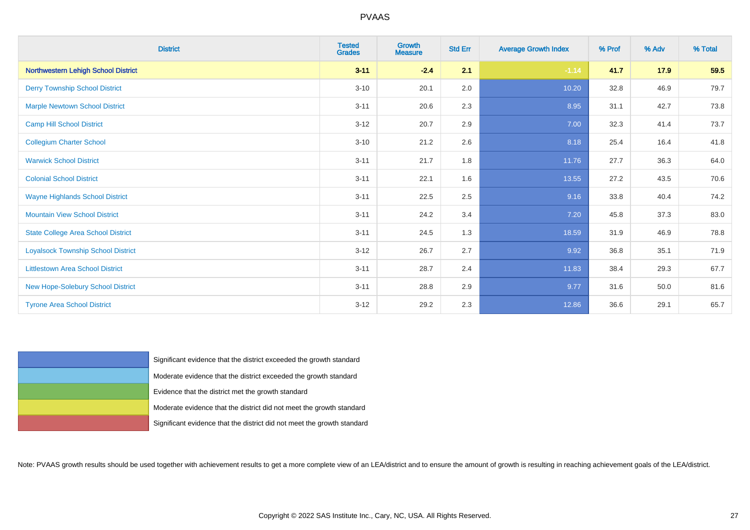PVAAS

| District | Tested Grades | Growth Measure | Std Err | Average Growth Index | % Prof | % Adv | % Total |
|---|---|---|---|---|---|---|---|
| **Northwestern Lehigh School District** | **3-11** | **-2.4** | **2.1** | **-1.14** | **41.7** | **17.9** | **59.5** |
| Derry Township School District | 3-10 | 20.1 | 2.0 | 10.20 | 32.8 | 46.9 | 79.7 |
| Marple Newtown School District | 3-11 | 20.6 | 2.3 | 8.95 | 31.1 | 42.7 | 73.8 |
| Camp Hill School District | 3-12 | 20.7 | 2.9 | 7.00 | 32.3 | 41.4 | 73.7 |
| Collegium Charter School | 3-10 | 21.2 | 2.6 | 8.18 | 25.4 | 16.4 | 41.8 |
| Warwick School District | 3-11 | 21.7 | 1.8 | 11.76 | 27.7 | 36.3 | 64.0 |
| Colonial School District | 3-11 | 22.1 | 1.6 | 13.55 | 27.2 | 43.5 | 70.6 |
| Wayne Highlands School District | 3-11 | 22.5 | 2.5 | 9.16 | 33.8 | 40.4 | 74.2 |
| Mountain View School District | 3-11 | 24.2 | 3.4 | 7.20 | 45.8 | 37.3 | 83.0 |
| State College Area School District | 3-11 | 24.5 | 1.3 | 18.59 | 31.9 | 46.9 | 78.8 |
| Loyalsock Township School District | 3-12 | 26.7 | 2.7 | 9.92 | 36.8 | 35.1 | 71.9 |
| Littlestown Area School District | 3-11 | 28.7 | 2.4 | 11.83 | 38.4 | 29.3 | 67.7 |
| New Hope-Solebury School District | 3-11 | 28.8 | 2.9 | 9.77 | 31.6 | 50.0 | 81.6 |
| Tyrone Area School District | 3-12 | 29.2 | 2.3 | 12.86 | 36.6 | 29.1 | 65.7 |

Significant evidence that the district exceeded the growth standard

Moderate evidence that the district exceeded the growth standard

Evidence that the district met the growth standard

Moderate evidence that the district did not meet the growth standard

Significant evidence that the district did not meet the growth standard

Note: PVAAS growth results should be used together with achievement results to get a more complete view of an LEA/district and to ensure the amount of growth is resulting in reaching achievement goals of the LEA/district.

Copyright © 2022 SAS Institute Inc., Cary, NC, USA. All Rights Reserved.